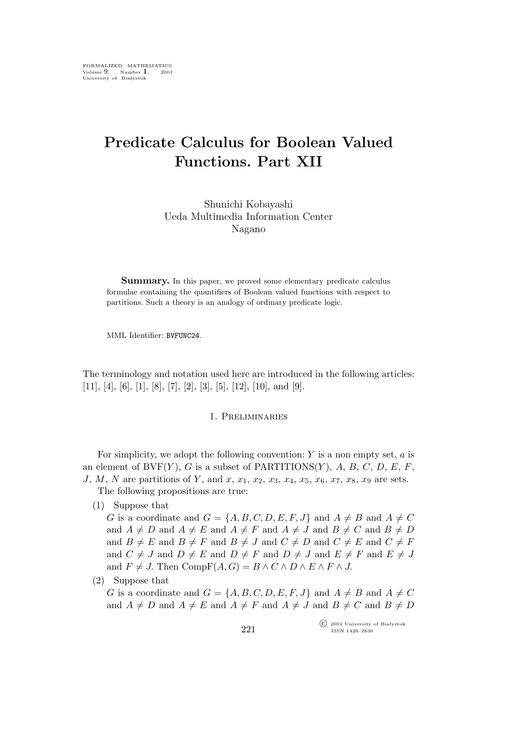# Predicate Calculus for Boolean Valued Functions. Part XII

Shunichi Kobayashi
Ueda Multimedia Information Center
Nagano

**Summary.** In this paper, we proved some elementary predicate calculus formulae containing the quantifiers of Boolean valued functions with respect to partitions. Such a theory is an analogy of ordinary predicate logic.

MML Identifier: BVFUNC24.

The terminology and notation used here are introduced in the following articles: [11], [4], [6], [1], [8], [7], [2], [3], [5], [12], [10], and [9].

## 1. Preliminaries

For simplicity, we adopt the following convention: $Y$ is a non empty set, $a$ is an element of $\mathrm{BVF}(Y)$, $G$ is a subset of $\mathrm{PARTITIONS}(Y)$, $A$, $B$, $C$, $D$, $E$, $F$, $J$, $M$, $N$ are partitions of $Y$, and $x$, $x_1$, $x_2$, $x_3$, $x_4$, $x_5$, $x_6$, $x_7$, $x_8$, $x_9$ are sets.

The following propositions are true:

(1) Suppose that
$G$ is a coordinate and $G = \{A, B, C, D, E, F, J\}$ and $A \neq B$ and $A \neq C$ and $A \neq D$ and $A \neq E$ and $A \neq F$ and $A \neq J$ and $B \neq C$ and $B \neq D$ and $B \neq E$ and $B \neq F$ and $B \neq J$ and $C \neq D$ and $C \neq E$ and $C \neq F$ and $C \neq J$ and $D \neq E$ and $D \neq F$ and $D \neq J$ and $E \neq F$ and $E \neq J$ and $F \neq J$. Then $\mathrm{CompF}(A, G) = B \wedge C \wedge D \wedge E \wedge F \wedge J$.

(2) Suppose that
$G$ is a coordinate and $G = \{A, B, C, D, E, F, J\}$ and $A \neq B$ and $A \neq C$ and $A \neq D$ and $A \neq E$ and $A \neq F$ and $A \neq J$ and $B \neq C$ and $B \neq D$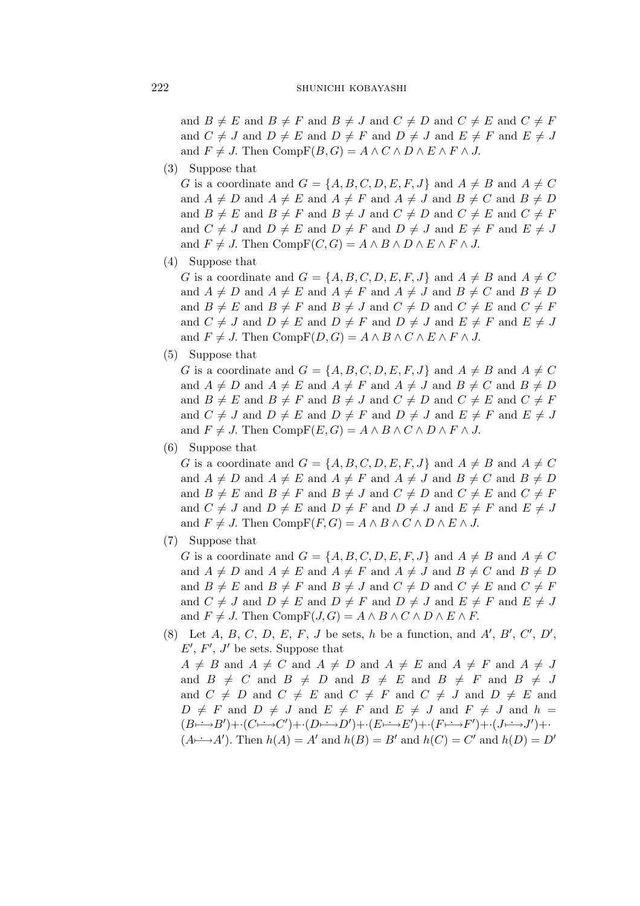and $B \neq E$ and $B \neq F$ and $B \neq J$ and $C \neq D$ and $C \neq E$ and $C \neq F$ and $C \neq J$ and $D \neq E$ and $D \neq F$ and $D \neq J$ and $E \neq F$ and $E \neq J$ and $F \neq J$. Then $\mathrm{CompF}(B, G) = A \wedge C \wedge D \wedge E \wedge F \wedge J$.

(3) Suppose that
$G$ is a coordinate and $G = \{A, B, C, D, E, F, J\}$ and $A \neq B$ and $A \neq C$ and $A \neq D$ and $A \neq E$ and $A \neq F$ and $A \neq J$ and $B \neq C$ and $B \neq D$ and $B \neq E$ and $B \neq F$ and $B \neq J$ and $C \neq D$ and $C \neq E$ and $C \neq F$ and $C \neq J$ and $D \neq E$ and $D \neq F$ and $D \neq J$ and $E \neq F$ and $E \neq J$ and $F \neq J$. Then $\mathrm{CompF}(C, G) = A \wedge B \wedge D \wedge E \wedge F \wedge J$.

(4) Suppose that
$G$ is a coordinate and $G = \{A, B, C, D, E, F, J\}$ and $A \neq B$ and $A \neq C$ and $A \neq D$ and $A \neq E$ and $A \neq F$ and $A \neq J$ and $B \neq C$ and $B \neq D$ and $B \neq E$ and $B \neq F$ and $B \neq J$ and $C \neq D$ and $C \neq E$ and $C \neq F$ and $C \neq J$ and $D \neq E$ and $D \neq F$ and $D \neq J$ and $E \neq F$ and $E \neq J$ and $F \neq J$. Then $\mathrm{CompF}(D, G) = A \wedge B \wedge C \wedge E \wedge F \wedge J$.

(5) Suppose that
$G$ is a coordinate and $G = \{A, B, C, D, E, F, J\}$ and $A \neq B$ and $A \neq C$ and $A \neq D$ and $A \neq E$ and $A \neq F$ and $A \neq J$ and $B \neq C$ and $B \neq D$ and $B \neq E$ and $B \neq F$ and $B \neq J$ and $C \neq D$ and $C \neq E$ and $C \neq F$ and $C \neq J$ and $D \neq E$ and $D \neq F$ and $D \neq J$ and $E \neq F$ and $E \neq J$ and $F \neq J$. Then $\mathrm{CompF}(E, G) = A \wedge B \wedge C \wedge D \wedge F \wedge J$.

(6) Suppose that
$G$ is a coordinate and $G = \{A, B, C, D, E, F, J\}$ and $A \neq B$ and $A \neq C$ and $A \neq D$ and $A \neq E$ and $A \neq F$ and $A \neq J$ and $B \neq C$ and $B \neq D$ and $B \neq E$ and $B \neq F$ and $B \neq J$ and $C \neq D$ and $C \neq E$ and $C \neq F$ and $C \neq J$ and $D \neq E$ and $D \neq F$ and $D \neq J$ and $E \neq F$ and $E \neq J$ and $F \neq J$. Then $\mathrm{CompF}(F, G) = A \wedge B \wedge C \wedge D \wedge E \wedge J$.

(7) Suppose that
$G$ is a coordinate and $G = \{A, B, C, D, E, F, J\}$ and $A \neq B$ and $A \neq C$ and $A \neq D$ and $A \neq E$ and $A \neq F$ and $A \neq J$ and $B \neq C$ and $B \neq D$ and $B \neq E$ and $B \neq F$ and $B \neq J$ and $C \neq D$ and $C \neq E$ and $C \neq F$ and $C \neq J$ and $D \neq E$ and $D \neq F$ and $D \neq J$ and $E \neq F$ and $E \neq J$ and $F \neq J$. Then $\mathrm{CompF}(J, G) = A \wedge B \wedge C \wedge D \wedge E \wedge F$.

(8) Let $A$, $B$, $C$, $D$, $E$, $F$, $J$ be sets, $h$ be a function, and $A'$, $B'$, $C'$, $D'$, $E'$, $F'$, $J'$ be sets. Suppose that
$A \neq B$ and $A \neq C$ and $A \neq D$ and $A \neq E$ and $A \neq F$ and $A \neq J$ and $B \neq C$ and $B \neq D$ and $B \neq E$ and $B \neq F$ and $B \neq J$ and $C \neq D$ and $C \neq E$ and $C \neq F$ and $C \neq J$ and $D \neq E$ and $D \neq F$ and $D \neq J$ and $E \neq F$ and $E \neq J$ and $F \neq J$ and $h = (B \longmapsto B') +\cdot (C \longmapsto C') +\cdot (D \longmapsto D') +\cdot (E \longmapsto E') +\cdot (F \longmapsto F') +\cdot (J \longmapsto J') +\cdot (A \longmapsto A')$. Then $h(A) = A'$ and $h(B) = B'$ and $h(C) = C'$ and $h(D) = D'$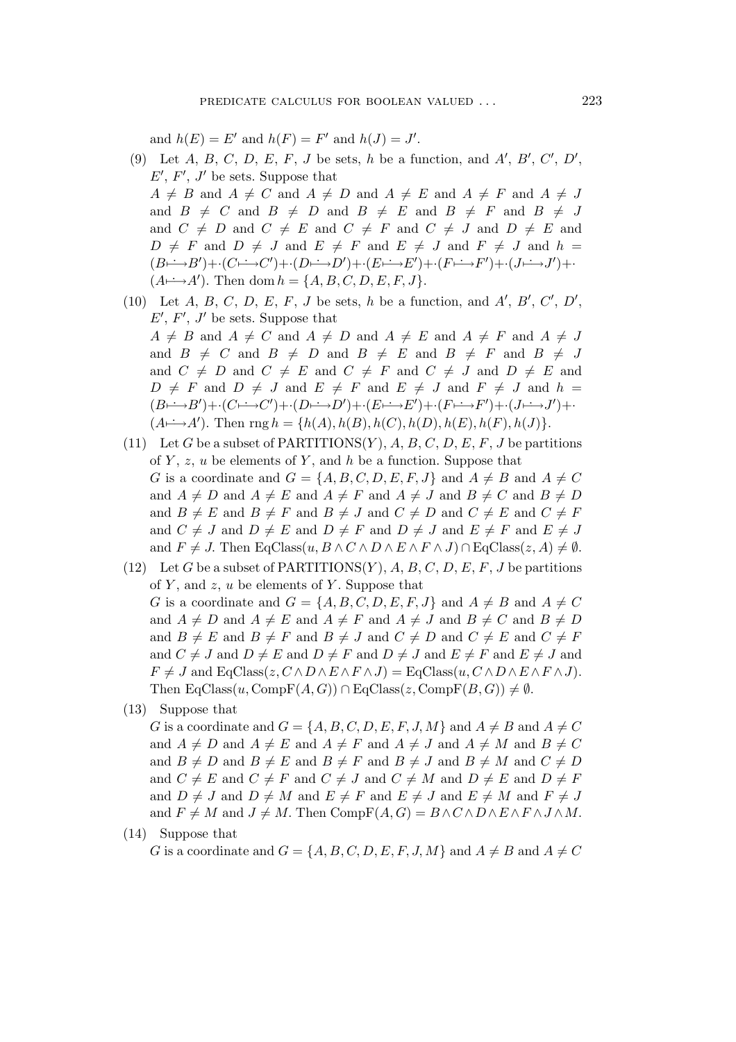and $h(E) = E'$ and $h(F) = F'$ and $h(J) = J'$.

(9) Let $A$, $B$, $C$, $D$, $E$, $F$, $J$ be sets, $h$ be a function, and $A'$, $B'$, $C'$, $D'$, $E'$, $F'$, $J'$ be sets. Suppose that
$A \neq B$ and $A \neq C$ and $A \neq D$ and $A \neq E$ and $A \neq F$ and $A \neq J$ and $B \neq C$ and $B \neq D$ and $B \neq E$ and $B \neq F$ and $B \neq J$ and $C \neq D$ and $C \neq E$ and $C \neq F$ and $C \neq J$ and $D \neq E$ and $D \neq F$ and $D \neq J$ and $E \neq F$ and $E \neq J$ and $F \neq J$ and $h = (B \dot{\longmapsto} B') + \cdot (C \dot{\longmapsto} C') + \cdot (D \dot{\longmapsto} D') + \cdot (E \dot{\longmapsto} E') + \cdot (F \dot{\longmapsto} F') + \cdot (J \dot{\longmapsto} J') + \cdot (A \dot{\longmapsto} A')$. Then $\operatorname{dom} h = \{A, B, C, D, E, F, J\}$.

(10) Let $A$, $B$, $C$, $D$, $E$, $F$, $J$ be sets, $h$ be a function, and $A'$, $B'$, $C'$, $D'$, $E'$, $F'$, $J'$ be sets. Suppose that
$A \neq B$ and $A \neq C$ and $A \neq D$ and $A \neq E$ and $A \neq F$ and $A \neq J$ and $B \neq C$ and $B \neq D$ and $B \neq E$ and $B \neq F$ and $B \neq J$ and $C \neq D$ and $C \neq E$ and $C \neq F$ and $C \neq J$ and $D \neq E$ and $D \neq F$ and $D \neq J$ and $E \neq F$ and $E \neq J$ and $F \neq J$ and $h = (B \dot{\longmapsto} B') + \cdot (C \dot{\longmapsto} C') + \cdot (D \dot{\longmapsto} D') + \cdot (E \dot{\longmapsto} E') + \cdot (F \dot{\longmapsto} F') + \cdot (J \dot{\longmapsto} J') + \cdot (A \dot{\longmapsto} A')$. Then $\operatorname{rng} h = \{h(A), h(B), h(C), h(D), h(E), h(F), h(J)\}$.

(11) Let $G$ be a subset of $\mathrm{PARTITIONS}(Y)$, $A$, $B$, $C$, $D$, $E$, $F$, $J$ be partitions of $Y$, $z$, $u$ be elements of $Y$, and $h$ be a function. Suppose that
$G$ is a coordinate and $G = \{A, B, C, D, E, F, J\}$ and $A \neq B$ and $A \neq C$ and $A \neq D$ and $A \neq E$ and $A \neq F$ and $A \neq J$ and $B \neq C$ and $B \neq D$ and $B \neq E$ and $B \neq F$ and $B \neq J$ and $C \neq D$ and $C \neq E$ and $C \neq F$ and $C \neq J$ and $D \neq E$ and $D \neq F$ and $D \neq J$ and $E \neq F$ and $E \neq J$ and $F \neq J$. Then $\mathrm{EqClass}(u, B \wedge C \wedge D \wedge E \wedge F \wedge J) \cap \mathrm{EqClass}(z, A) \neq \emptyset$.

(12) Let $G$ be a subset of $\mathrm{PARTITIONS}(Y)$, $A$, $B$, $C$, $D$, $E$, $F$, $J$ be partitions of $Y$, and $z$, $u$ be elements of $Y$. Suppose that
$G$ is a coordinate and $G = \{A, B, C, D, E, F, J\}$ and $A \neq B$ and $A \neq C$ and $A \neq D$ and $A \neq E$ and $A \neq F$ and $A \neq J$ and $B \neq C$ and $B \neq D$ and $B \neq E$ and $B \neq F$ and $B \neq J$ and $C \neq D$ and $C \neq E$ and $C \neq F$ and $C \neq J$ and $D \neq E$ and $D \neq F$ and $D \neq J$ and $E \neq F$ and $E \neq J$ and $F \neq J$ and $\mathrm{EqClass}(z, C \wedge D \wedge E \wedge F \wedge J) = \mathrm{EqClass}(u, C \wedge D \wedge E \wedge F \wedge J)$. Then $\mathrm{EqClass}(u, \mathrm{CompF}(A, G)) \cap \mathrm{EqClass}(z, \mathrm{CompF}(B, G)) \neq \emptyset$.

(13) Suppose that
$G$ is a coordinate and $G = \{A, B, C, D, E, F, J, M\}$ and $A \neq B$ and $A \neq C$ and $A \neq D$ and $A \neq E$ and $A \neq F$ and $A \neq J$ and $A \neq M$ and $B \neq C$ and $B \neq D$ and $B \neq E$ and $B \neq F$ and $B \neq J$ and $B \neq M$ and $C \neq D$ and $C \neq E$ and $C \neq F$ and $C \neq J$ and $C \neq M$ and $D \neq E$ and $D \neq F$ and $D \neq J$ and $D \neq M$ and $E \neq F$ and $E \neq J$ and $E \neq M$ and $F \neq J$ and $F \neq M$ and $J \neq M$. Then $\mathrm{CompF}(A, G) = B \wedge C \wedge D \wedge E \wedge F \wedge J \wedge M$.

(14) Suppose that
$G$ is a coordinate and $G = \{A, B, C, D, E, F, J, M\}$ and $A \neq B$ and $A \neq C$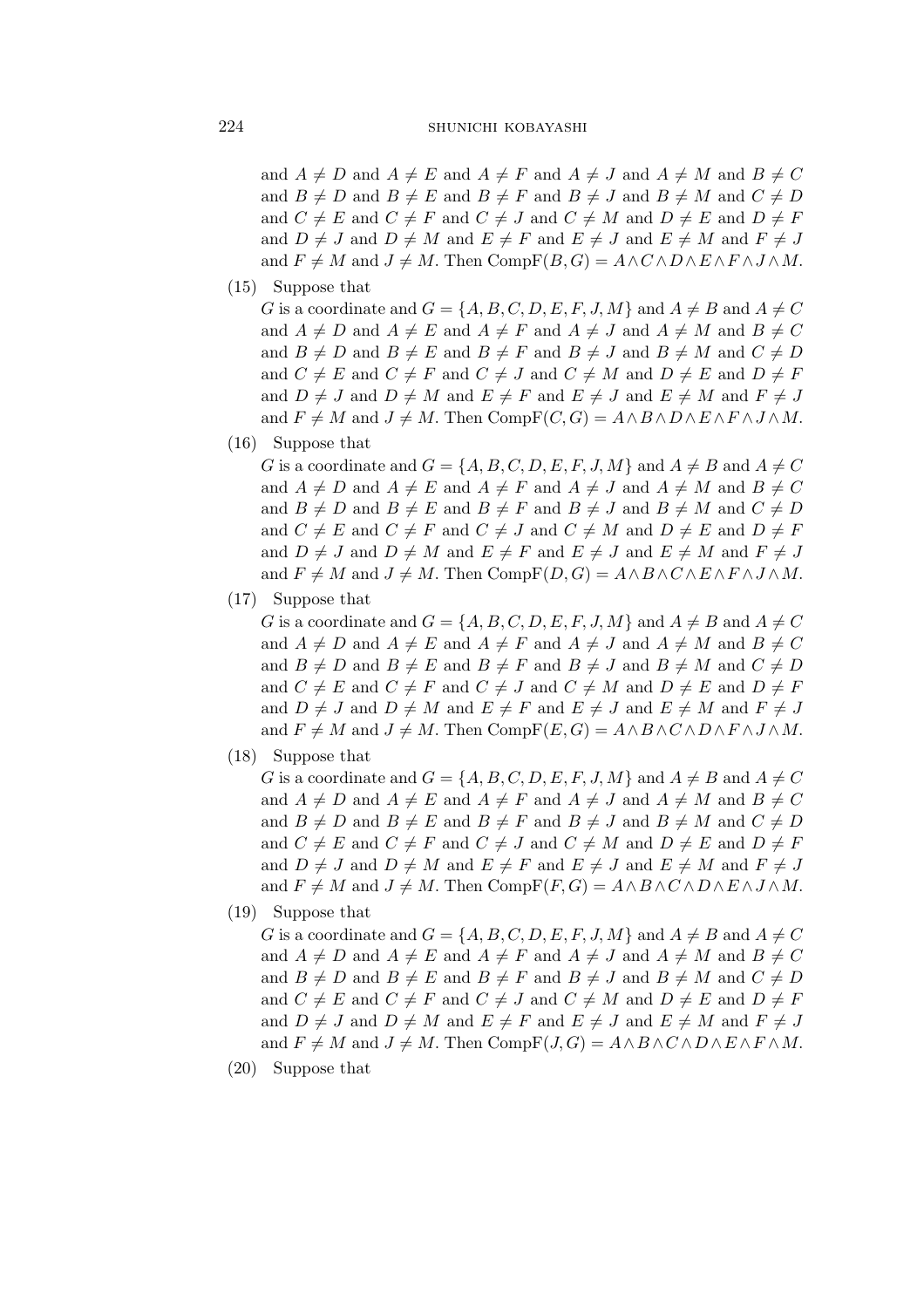and $A \neq D$ and $A \neq E$ and $A \neq F$ and $A \neq J$ and $A \neq M$ and $B \neq C$ and $B \neq D$ and $B \neq E$ and $B \neq F$ and $B \neq J$ and $B \neq M$ and $C \neq D$ and $C \neq E$ and $C \neq F$ and $C \neq J$ and $C \neq M$ and $D \neq E$ and $D \neq F$ and $D \neq J$ and $D \neq M$ and $E \neq F$ and $E \neq J$ and $E \neq M$ and $F \neq J$ and $F \neq M$ and $J \neq M$. Then $\mathrm{CompF}(B, G) = A \wedge C \wedge D \wedge E \wedge F \wedge J \wedge M$.

(15) Suppose that
$G$ is a coordinate and $G = \{A, B, C, D, E, F, J, M\}$ and $A \neq B$ and $A \neq C$ and $A \neq D$ and $A \neq E$ and $A \neq F$ and $A \neq J$ and $A \neq M$ and $B \neq C$ and $B \neq D$ and $B \neq E$ and $B \neq F$ and $B \neq J$ and $B \neq M$ and $C \neq D$ and $C \neq E$ and $C \neq F$ and $C \neq J$ and $C \neq M$ and $D \neq E$ and $D \neq F$ and $D \neq J$ and $D \neq M$ and $E \neq F$ and $E \neq J$ and $E \neq M$ and $F \neq J$ and $F \neq M$ and $J \neq M$. Then $\mathrm{CompF}(C, G) = A \wedge B \wedge D \wedge E \wedge F \wedge J \wedge M$.

(16) Suppose that
$G$ is a coordinate and $G = \{A, B, C, D, E, F, J, M\}$ and $A \neq B$ and $A \neq C$ and $A \neq D$ and $A \neq E$ and $A \neq F$ and $A \neq J$ and $A \neq M$ and $B \neq C$ and $B \neq D$ and $B \neq E$ and $B \neq F$ and $B \neq J$ and $B \neq M$ and $C \neq D$ and $C \neq E$ and $C \neq F$ and $C \neq J$ and $C \neq M$ and $D \neq E$ and $D \neq F$ and $D \neq J$ and $D \neq M$ and $E \neq F$ and $E \neq J$ and $E \neq M$ and $F \neq J$ and $F \neq M$ and $J \neq M$. Then $\mathrm{CompF}(D, G) = A \wedge B \wedge C \wedge E \wedge F \wedge J \wedge M$.

(17) Suppose that
$G$ is a coordinate and $G = \{A, B, C, D, E, F, J, M\}$ and $A \neq B$ and $A \neq C$ and $A \neq D$ and $A \neq E$ and $A \neq F$ and $A \neq J$ and $A \neq M$ and $B \neq C$ and $B \neq D$ and $B \neq E$ and $B \neq F$ and $B \neq J$ and $B \neq M$ and $C \neq D$ and $C \neq E$ and $C \neq F$ and $C \neq J$ and $C \neq M$ and $D \neq E$ and $D \neq F$ and $D \neq J$ and $D \neq M$ and $E \neq F$ and $E \neq J$ and $E \neq M$ and $F \neq J$ and $F \neq M$ and $J \neq M$. Then $\mathrm{CompF}(E, G) = A \wedge B \wedge C \wedge D \wedge F \wedge J \wedge M$.

(18) Suppose that
$G$ is a coordinate and $G = \{A, B, C, D, E, F, J, M\}$ and $A \neq B$ and $A \neq C$ and $A \neq D$ and $A \neq E$ and $A \neq F$ and $A \neq J$ and $A \neq M$ and $B \neq C$ and $B \neq D$ and $B \neq E$ and $B \neq F$ and $B \neq J$ and $B \neq M$ and $C \neq D$ and $C \neq E$ and $C \neq F$ and $C \neq J$ and $C \neq M$ and $D \neq E$ and $D \neq F$ and $D \neq J$ and $D \neq M$ and $E \neq F$ and $E \neq J$ and $E \neq M$ and $F \neq J$ and $F \neq M$ and $J \neq M$. Then $\mathrm{CompF}(F, G) = A \wedge B \wedge C \wedge D \wedge E \wedge J \wedge M$.

(19) Suppose that
$G$ is a coordinate and $G = \{A, B, C, D, E, F, J, M\}$ and $A \neq B$ and $A \neq C$ and $A \neq D$ and $A \neq E$ and $A \neq F$ and $A \neq J$ and $A \neq M$ and $B \neq C$ and $B \neq D$ and $B \neq E$ and $B \neq F$ and $B \neq J$ and $B \neq M$ and $C \neq D$ and $C \neq E$ and $C \neq F$ and $C \neq J$ and $C \neq M$ and $D \neq E$ and $D \neq F$ and $D \neq J$ and $D \neq M$ and $E \neq F$ and $E \neq J$ and $E \neq M$ and $F \neq J$ and $F \neq M$ and $J \neq M$. Then $\mathrm{CompF}(J, G) = A \wedge B \wedge C \wedge D \wedge E \wedge F \wedge M$.

(20) Suppose that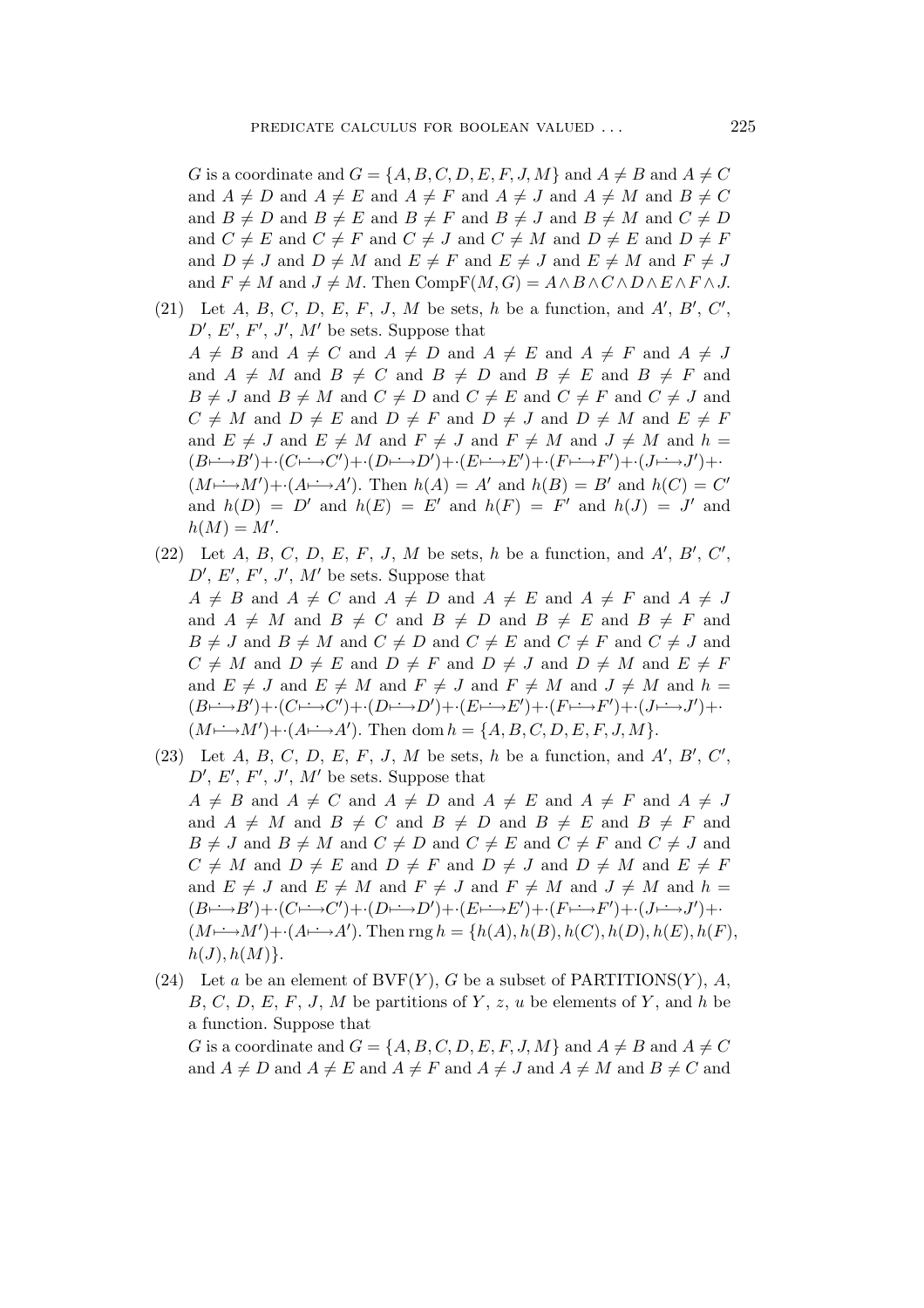$G$ is a coordinate and $G = \{A, B, C, D, E, F, J, M\}$ and $A \neq B$ and $A \neq C$ and $A \neq D$ and $A \neq E$ and $A \neq F$ and $A \neq J$ and $A \neq M$ and $B \neq C$ and $B \neq D$ and $B \neq E$ and $B \neq F$ and $B \neq J$ and $B \neq M$ and $C \neq D$ and $C \neq E$ and $C \neq F$ and $C \neq J$ and $C \neq M$ and $D \neq E$ and $D \neq F$ and $D \neq J$ and $D \neq M$ and $E \neq F$ and $E \neq J$ and $E \neq M$ and $F \neq J$ and $F \neq M$ and $J \neq M$. Then $\mathrm{CompF}(M, G) = A \wedge B \wedge C \wedge D \wedge E \wedge F \wedge J$.

(21) Let $A$, $B$, $C$, $D$, $E$, $F$, $J$, $M$ be sets, $h$ be a function, and $A'$, $B'$, $C'$, $D'$, $E'$, $F'$, $J'$, $M'$ be sets. Suppose that
$A \neq B$ and $A \neq C$ and $A \neq D$ and $A \neq E$ and $A \neq F$ and $A \neq J$ and $A \neq M$ and $B \neq C$ and $B \neq D$ and $B \neq E$ and $B \neq F$ and $B \neq J$ and $B \neq M$ and $C \neq D$ and $C \neq E$ and $C \neq F$ and $C \neq J$ and $C \neq M$ and $D \neq E$ and $D \neq F$ and $D \neq J$ and $D \neq M$ and $E \neq F$ and $E \neq J$ and $E \neq M$ and $F \neq J$ and $F \neq M$ and $J \neq M$ and $h = (B \longmapsto B') {+\cdot} (C \longmapsto C') {+\cdot} (D \longmapsto D') {+\cdot} (E \longmapsto E') {+\cdot} (F \longmapsto F') {+\cdot} (J \longmapsto J') {+\cdot} (M \longmapsto M') {+\cdot} (A \longmapsto A')$. Then $h(A) = A'$ and $h(B) = B'$ and $h(C) = C'$ and $h(D) = D'$ and $h(E) = E'$ and $h(F) = F'$ and $h(J) = J'$ and $h(M) = M'$.

(22) Let $A$, $B$, $C$, $D$, $E$, $F$, $J$, $M$ be sets, $h$ be a function, and $A'$, $B'$, $C'$, $D'$, $E'$, $F'$, $J'$, $M'$ be sets. Suppose that
$A \neq B$ and $A \neq C$ and $A \neq D$ and $A \neq E$ and $A \neq F$ and $A \neq J$ and $A \neq M$ and $B \neq C$ and $B \neq D$ and $B \neq E$ and $B \neq F$ and $B \neq J$ and $B \neq M$ and $C \neq D$ and $C \neq E$ and $C \neq F$ and $C \neq J$ and $C \neq M$ and $D \neq E$ and $D \neq F$ and $D \neq J$ and $D \neq M$ and $E \neq F$ and $E \neq J$ and $E \neq M$ and $F \neq J$ and $F \neq M$ and $J \neq M$ and $h = (B \longmapsto B') {+\cdot} (C \longmapsto C') {+\cdot} (D \longmapsto D') {+\cdot} (E \longmapsto E') {+\cdot} (F \longmapsto F') {+\cdot} (J \longmapsto J') {+\cdot} (M \longmapsto M') {+\cdot} (A \longmapsto A')$. Then $\mathrm{dom}\, h = \{A, B, C, D, E, F, J, M\}$.

(23) Let $A$, $B$, $C$, $D$, $E$, $F$, $J$, $M$ be sets, $h$ be a function, and $A'$, $B'$, $C'$, $D'$, $E'$, $F'$, $J'$, $M'$ be sets. Suppose that
$A \neq B$ and $A \neq C$ and $A \neq D$ and $A \neq E$ and $A \neq F$ and $A \neq J$ and $A \neq M$ and $B \neq C$ and $B \neq D$ and $B \neq E$ and $B \neq F$ and $B \neq J$ and $B \neq M$ and $C \neq D$ and $C \neq E$ and $C \neq F$ and $C \neq J$ and $C \neq M$ and $D \neq E$ and $D \neq F$ and $D \neq J$ and $D \neq M$ and $E \neq F$ and $E \neq J$ and $E \neq M$ and $F \neq J$ and $F \neq M$ and $J \neq M$ and $h = (B \longmapsto B') {+\cdot} (C \longmapsto C') {+\cdot} (D \longmapsto D') {+\cdot} (E \longmapsto E') {+\cdot} (F \longmapsto F') {+\cdot} (J \longmapsto J') {+\cdot} (M \longmapsto M') {+\cdot} (A \longmapsto A')$. Then $\mathrm{rng}\, h = \{h(A), h(B), h(C), h(D), h(E), h(F), h(J), h(M)\}$.

(24) Let $a$ be an element of $\mathrm{BVF}(Y)$, $G$ be a subset of $\mathrm{PARTITIONS}(Y)$, $A$, $B$, $C$, $D$, $E$, $F$, $J$, $M$ be partitions of $Y$, $z$, $u$ be elements of $Y$, and $h$ be a function. Suppose that
$G$ is a coordinate and $G = \{A, B, C, D, E, F, J, M\}$ and $A \neq B$ and $A \neq C$ and $A \neq D$ and $A \neq E$ and $A \neq F$ and $A \neq J$ and $A \neq M$ and $B \neq C$ and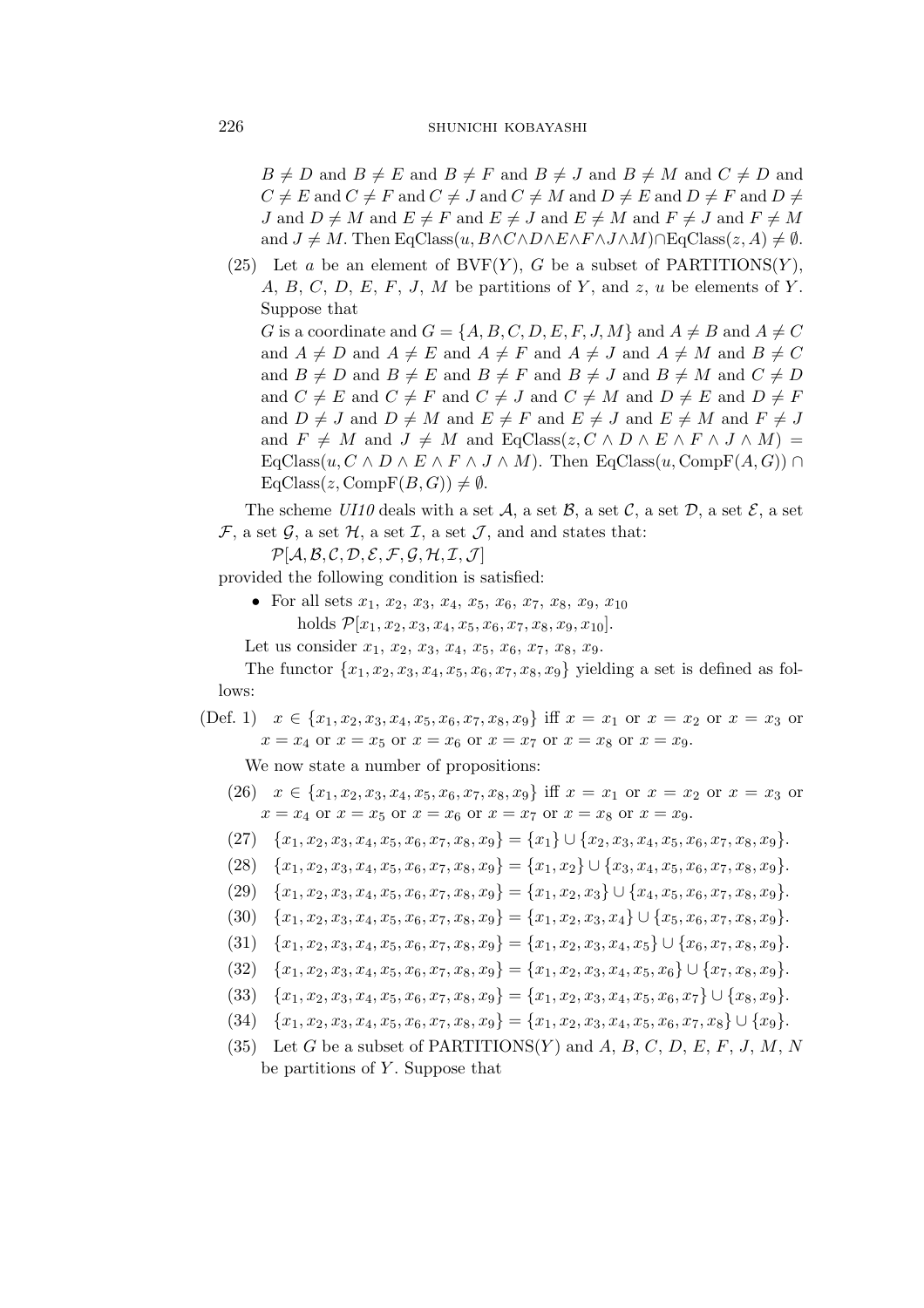$B \neq D$ and $B \neq E$ and $B \neq F$ and $B \neq J$ and $B \neq M$ and $C \neq D$ and $C \neq E$ and $C \neq F$ and $C \neq J$ and $C \neq M$ and $D \neq E$ and $D \neq F$ and $D \neq J$ and $D \neq M$ and $E \neq F$ and $E \neq J$ and $E \neq M$ and $F \neq J$ and $F \neq M$ and $J \neq M$. Then $\mathrm{EqClass}(u, B \wedge C \wedge D \wedge E \wedge F \wedge J \wedge M) \cap \mathrm{EqClass}(z, A) \neq \emptyset$.

(25) Let $a$ be an element of $\mathrm{BVF}(Y)$, $G$ be a subset of $\mathrm{PARTITIONS}(Y)$, $A$, $B$, $C$, $D$, $E$, $F$, $J$, $M$ be partitions of $Y$, and $z$, $u$ be elements of $Y$. Suppose that

$G$ is a coordinate and $G = \{A, B, C, D, E, F, J, M\}$ and $A \neq B$ and $A \neq C$ and $A \neq D$ and $A \neq E$ and $A \neq F$ and $A \neq J$ and $A \neq M$ and $B \neq C$ and $B \neq D$ and $B \neq E$ and $B \neq F$ and $B \neq J$ and $B \neq M$ and $C \neq D$ and $C \neq E$ and $C \neq F$ and $C \neq J$ and $C \neq M$ and $D \neq E$ and $D \neq F$ and $D \neq J$ and $D \neq M$ and $E \neq F$ and $E \neq J$ and $E \neq M$ and $F \neq J$ and $F \neq M$ and $J \neq M$ and $\mathrm{EqClass}(z, C \wedge D \wedge E \wedge F \wedge J \wedge M) = \mathrm{EqClass}(u, C \wedge D \wedge E \wedge F \wedge J \wedge M)$. Then $\mathrm{EqClass}(u, \mathrm{CompF}(A, G)) \cap \mathrm{EqClass}(z, \mathrm{CompF}(B, G)) \neq \emptyset$.

The scheme *UI10* deals with a set $\mathcal{A}$, a set $\mathcal{B}$, a set $\mathcal{C}$, a set $\mathcal{D}$, a set $\mathcal{E}$, a set $\mathcal{F}$, a set $\mathcal{G}$, a set $\mathcal{H}$, a set $\mathcal{I}$, a set $\mathcal{J}$, and and states that:

$\mathcal{P}[\mathcal{A}, \mathcal{B}, \mathcal{C}, \mathcal{D}, \mathcal{E}, \mathcal{F}, \mathcal{G}, \mathcal{H}, \mathcal{I}, \mathcal{J}]$

provided the following condition is satisfied:

- For all sets $x_1$, $x_2$, $x_3$, $x_4$, $x_5$, $x_6$, $x_7$, $x_8$, $x_9$, $x_{10}$ holds $\mathcal{P}[x_1, x_2, x_3, x_4, x_5, x_6, x_7, x_8, x_9, x_{10}]$.

Let us consider $x_1$, $x_2$, $x_3$, $x_4$, $x_5$, $x_6$, $x_7$, $x_8$, $x_9$.

The functor $\{x_1, x_2, x_3, x_4, x_5, x_6, x_7, x_8, x_9\}$ yielding a set is defined as follows:

(Def. 1) $x \in \{x_1, x_2, x_3, x_4, x_5, x_6, x_7, x_8, x_9\}$ iff $x = x_1$ or $x = x_2$ or $x = x_3$ or $x = x_4$ or $x = x_5$ or $x = x_6$ or $x = x_7$ or $x = x_8$ or $x = x_9$.

We now state a number of propositions:

(26) $x \in \{x_1, x_2, x_3, x_4, x_5, x_6, x_7, x_8, x_9\}$ iff $x = x_1$ or $x = x_2$ or $x = x_3$ or $x = x_4$ or $x = x_5$ or $x = x_6$ or $x = x_7$ or $x = x_8$ or $x = x_9$.

(27) $\{x_1, x_2, x_3, x_4, x_5, x_6, x_7, x_8, x_9\} = \{x_1\} \cup \{x_2, x_3, x_4, x_5, x_6, x_7, x_8, x_9\}$.

(28) $\{x_1, x_2, x_3, x_4, x_5, x_6, x_7, x_8, x_9\} = \{x_1, x_2\} \cup \{x_3, x_4, x_5, x_6, x_7, x_8, x_9\}$.

(29) $\{x_1, x_2, x_3, x_4, x_5, x_6, x_7, x_8, x_9\} = \{x_1, x_2, x_3\} \cup \{x_4, x_5, x_6, x_7, x_8, x_9\}$.

(30) $\{x_1, x_2, x_3, x_4, x_5, x_6, x_7, x_8, x_9\} = \{x_1, x_2, x_3, x_4\} \cup \{x_5, x_6, x_7, x_8, x_9\}$.

(31) $\{x_1, x_2, x_3, x_4, x_5, x_6, x_7, x_8, x_9\} = \{x_1, x_2, x_3, x_4, x_5\} \cup \{x_6, x_7, x_8, x_9\}$.

(32) $\{x_1, x_2, x_3, x_4, x_5, x_6, x_7, x_8, x_9\} = \{x_1, x_2, x_3, x_4, x_5, x_6\} \cup \{x_7, x_8, x_9\}$.

(33) $\{x_1, x_2, x_3, x_4, x_5, x_6, x_7, x_8, x_9\} = \{x_1, x_2, x_3, x_4, x_5, x_6, x_7\} \cup \{x_8, x_9\}$.

(34) $\{x_1, x_2, x_3, x_4, x_5, x_6, x_7, x_8, x_9\} = \{x_1, x_2, x_3, x_4, x_5, x_6, x_7, x_8\} \cup \{x_9\}$.

(35) Let $G$ be a subset of $\mathrm{PARTITIONS}(Y)$ and $A$, $B$, $C$, $D$, $E$, $F$, $J$, $M$, $N$ be partitions of $Y$. Suppose that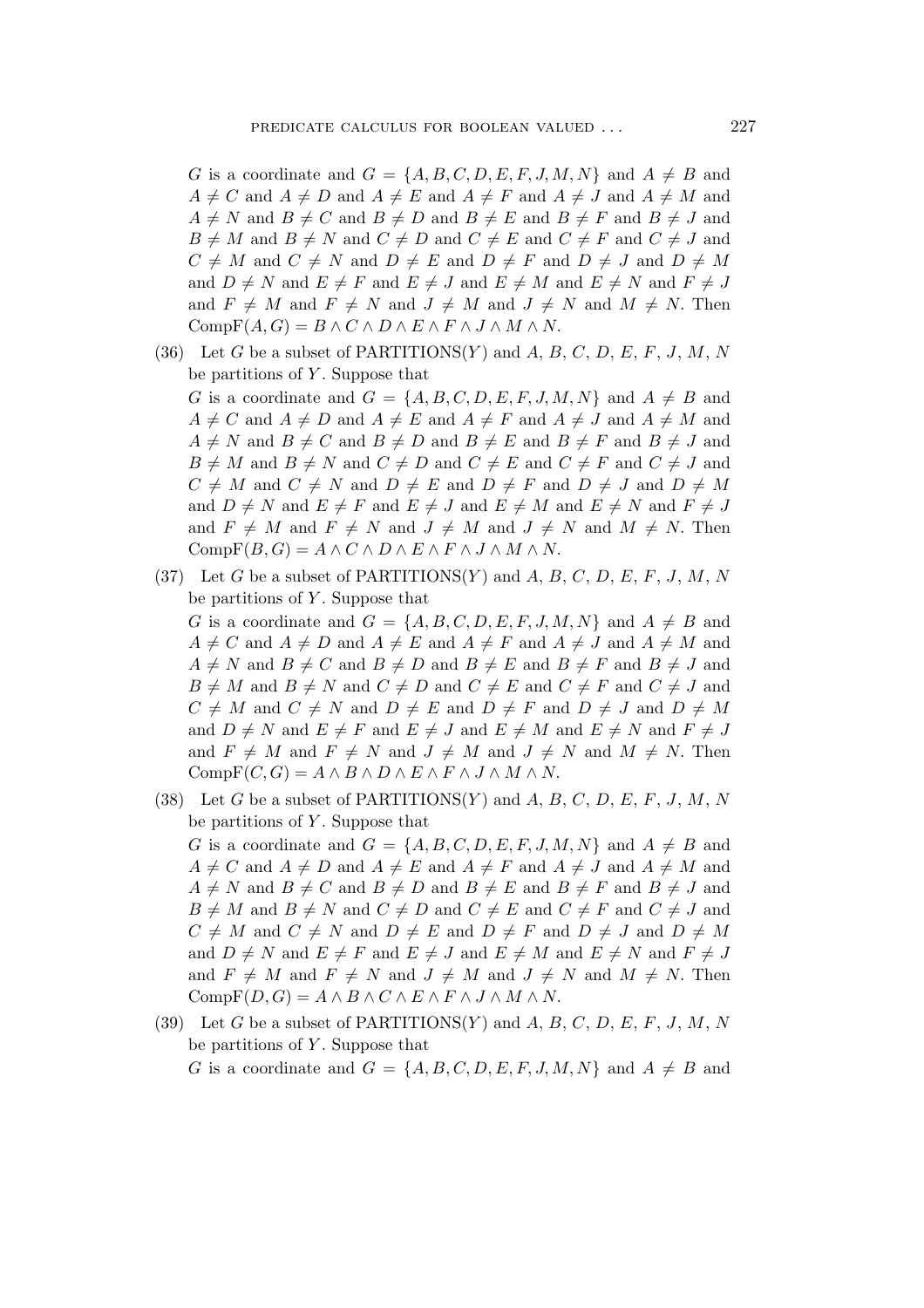$G$ is a coordinate and $G = \{A, B, C, D, E, F, J, M, N\}$ and $A \neq B$ and $A \neq C$ and $A \neq D$ and $A \neq E$ and $A \neq F$ and $A \neq J$ and $A \neq M$ and $A \neq N$ and $B \neq C$ and $B \neq D$ and $B \neq E$ and $B \neq F$ and $B \neq J$ and $B \neq M$ and $B \neq N$ and $C \neq D$ and $C \neq E$ and $C \neq F$ and $C \neq J$ and $C \neq M$ and $C \neq N$ and $D \neq E$ and $D \neq F$ and $D \neq J$ and $D \neq M$ and $D \neq N$ and $E \neq F$ and $E \neq J$ and $E \neq M$ and $E \neq N$ and $F \neq J$ and $F \neq M$ and $F \neq N$ and $J \neq M$ and $J \neq N$ and $M \neq N$. Then $\mathrm{CompF}(A, G) = B \wedge C \wedge D \wedge E \wedge F \wedge J \wedge M \wedge N$.

(36) Let $G$ be a subset of PARTITIONS($Y$) and $A$, $B$, $C$, $D$, $E$, $F$, $J$, $M$, $N$ be partitions of $Y$. Suppose that
$G$ is a coordinate and $G = \{A, B, C, D, E, F, J, M, N\}$ and $A \neq B$ and $A \neq C$ and $A \neq D$ and $A \neq E$ and $A \neq F$ and $A \neq J$ and $A \neq M$ and $A \neq N$ and $B \neq C$ and $B \neq D$ and $B \neq E$ and $B \neq F$ and $B \neq J$ and $B \neq M$ and $B \neq N$ and $C \neq D$ and $C \neq E$ and $C \neq F$ and $C \neq J$ and $C \neq M$ and $C \neq N$ and $D \neq E$ and $D \neq F$ and $D \neq J$ and $D \neq M$ and $D \neq N$ and $E \neq F$ and $E \neq J$ and $E \neq M$ and $E \neq N$ and $F \neq J$ and $F \neq M$ and $F \neq N$ and $J \neq M$ and $J \neq N$ and $M \neq N$. Then $\mathrm{CompF}(B, G) = A \wedge C \wedge D \wedge E \wedge F \wedge J \wedge M \wedge N$.

(37) Let $G$ be a subset of PARTITIONS($Y$) and $A$, $B$, $C$, $D$, $E$, $F$, $J$, $M$, $N$ be partitions of $Y$. Suppose that
$G$ is a coordinate and $G = \{A, B, C, D, E, F, J, M, N\}$ and $A \neq B$ and $A \neq C$ and $A \neq D$ and $A \neq E$ and $A \neq F$ and $A \neq J$ and $A \neq M$ and $A \neq N$ and $B \neq C$ and $B \neq D$ and $B \neq E$ and $B \neq F$ and $B \neq J$ and $B \neq M$ and $B \neq N$ and $C \neq D$ and $C \neq E$ and $C \neq F$ and $C \neq J$ and $C \neq M$ and $C \neq N$ and $D \neq E$ and $D \neq F$ and $D \neq J$ and $D \neq M$ and $D \neq N$ and $E \neq F$ and $E \neq J$ and $E \neq M$ and $E \neq N$ and $F \neq J$ and $F \neq M$ and $F \neq N$ and $J \neq M$ and $J \neq N$ and $M \neq N$. Then $\mathrm{CompF}(C, G) = A \wedge B \wedge D \wedge E \wedge F \wedge J \wedge M \wedge N$.

(38) Let $G$ be a subset of PARTITIONS($Y$) and $A$, $B$, $C$, $D$, $E$, $F$, $J$, $M$, $N$ be partitions of $Y$. Suppose that
$G$ is a coordinate and $G = \{A, B, C, D, E, F, J, M, N\}$ and $A \neq B$ and $A \neq C$ and $A \neq D$ and $A \neq E$ and $A \neq F$ and $A \neq J$ and $A \neq M$ and $A \neq N$ and $B \neq C$ and $B \neq D$ and $B \neq E$ and $B \neq F$ and $B \neq J$ and $B \neq M$ and $B \neq N$ and $C \neq D$ and $C \neq E$ and $C \neq F$ and $C \neq J$ and $C \neq M$ and $C \neq N$ and $D \neq E$ and $D \neq F$ and $D \neq J$ and $D \neq M$ and $D \neq N$ and $E \neq F$ and $E \neq J$ and $E \neq M$ and $E \neq N$ and $F \neq J$ and $F \neq M$ and $F \neq N$ and $J \neq M$ and $J \neq N$ and $M \neq N$. Then $\mathrm{CompF}(D, G) = A \wedge B \wedge C \wedge E \wedge F \wedge J \wedge M \wedge N$.

(39) Let $G$ be a subset of PARTITIONS($Y$) and $A$, $B$, $C$, $D$, $E$, $F$, $J$, $M$, $N$ be partitions of $Y$. Suppose that
$G$ is a coordinate and $G = \{A, B, C, D, E, F, J, M, N\}$ and $A \neq B$ and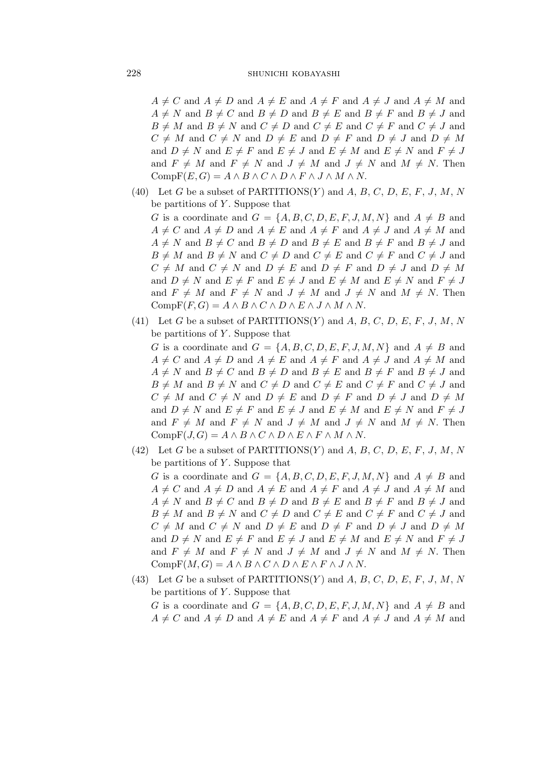$A \neq C$ and $A \neq D$ and $A \neq E$ and $A \neq F$ and $A \neq J$ and $A \neq M$ and $A \neq N$ and $B \neq C$ and $B \neq D$ and $B \neq E$ and $B \neq F$ and $B \neq J$ and $B \neq M$ and $B \neq N$ and $C \neq D$ and $C \neq E$ and $C \neq F$ and $C \neq J$ and $C \neq M$ and $C \neq N$ and $D \neq E$ and $D \neq F$ and $D \neq J$ and $D \neq M$ and $D \neq N$ and $E \neq F$ and $E \neq J$ and $E \neq M$ and $E \neq N$ and $F \neq J$ and $F \neq M$ and $F \neq N$ and $J \neq M$ and $J \neq N$ and $M \neq N$. Then $\mathrm{CompF}(E, G) = A \wedge B \wedge C \wedge D \wedge F \wedge J \wedge M \wedge N$.

(40) Let $G$ be a subset of PARTITIONS($Y$) and $A$, $B$, $C$, $D$, $E$, $F$, $J$, $M$, $N$ be partitions of $Y$. Suppose that
$G$ is a coordinate and $G = \{A, B, C, D, E, F, J, M, N\}$ and $A \neq B$ and $A \neq C$ and $A \neq D$ and $A \neq E$ and $A \neq F$ and $A \neq J$ and $A \neq M$ and $A \neq N$ and $B \neq C$ and $B \neq D$ and $B \neq E$ and $B \neq F$ and $B \neq J$ and $B \neq M$ and $B \neq N$ and $C \neq D$ and $C \neq E$ and $C \neq F$ and $C \neq J$ and $C \neq M$ and $C \neq N$ and $D \neq E$ and $D \neq F$ and $D \neq J$ and $D \neq M$ and $D \neq N$ and $E \neq F$ and $E \neq J$ and $E \neq M$ and $E \neq N$ and $F \neq J$ and $F \neq M$ and $F \neq N$ and $J \neq M$ and $J \neq N$ and $M \neq N$. Then $\mathrm{CompF}(F, G) = A \wedge B \wedge C \wedge D \wedge E \wedge J \wedge M \wedge N$.

(41) Let $G$ be a subset of PARTITIONS($Y$) and $A$, $B$, $C$, $D$, $E$, $F$, $J$, $M$, $N$ be partitions of $Y$. Suppose that
$G$ is a coordinate and $G = \{A, B, C, D, E, F, J, M, N\}$ and $A \neq B$ and $A \neq C$ and $A \neq D$ and $A \neq E$ and $A \neq F$ and $A \neq J$ and $A \neq M$ and $A \neq N$ and $B \neq C$ and $B \neq D$ and $B \neq E$ and $B \neq F$ and $B \neq J$ and $B \neq M$ and $B \neq N$ and $C \neq D$ and $C \neq E$ and $C \neq F$ and $C \neq J$ and $C \neq M$ and $C \neq N$ and $D \neq E$ and $D \neq F$ and $D \neq J$ and $D \neq M$ and $D \neq N$ and $E \neq F$ and $E \neq J$ and $E \neq M$ and $E \neq N$ and $F \neq J$ and $F \neq M$ and $F \neq N$ and $J \neq M$ and $J \neq N$ and $M \neq N$. Then $\mathrm{CompF}(J, G) = A \wedge B \wedge C \wedge D \wedge E \wedge F \wedge M \wedge N$.

(42) Let $G$ be a subset of PARTITIONS($Y$) and $A$, $B$, $C$, $D$, $E$, $F$, $J$, $M$, $N$ be partitions of $Y$. Suppose that
$G$ is a coordinate and $G = \{A, B, C, D, E, F, J, M, N\}$ and $A \neq B$ and $A \neq C$ and $A \neq D$ and $A \neq E$ and $A \neq F$ and $A \neq J$ and $A \neq M$ and $A \neq N$ and $B \neq C$ and $B \neq D$ and $B \neq E$ and $B \neq F$ and $B \neq J$ and $B \neq M$ and $B \neq N$ and $C \neq D$ and $C \neq E$ and $C \neq F$ and $C \neq J$ and $C \neq M$ and $C \neq N$ and $D \neq E$ and $D \neq F$ and $D \neq J$ and $D \neq M$ and $D \neq N$ and $E \neq F$ and $E \neq J$ and $E \neq M$ and $E \neq N$ and $F \neq J$ and $F \neq M$ and $F \neq N$ and $J \neq M$ and $J \neq N$ and $M \neq N$. Then $\mathrm{CompF}(M, G) = A \wedge B \wedge C \wedge D \wedge E \wedge F \wedge J \wedge N$.

(43) Let $G$ be a subset of PARTITIONS($Y$) and $A$, $B$, $C$, $D$, $E$, $F$, $J$, $M$, $N$ be partitions of $Y$. Suppose that
$G$ is a coordinate and $G = \{A, B, C, D, E, F, J, M, N\}$ and $A \neq B$ and $A \neq C$ and $A \neq D$ and $A \neq E$ and $A \neq F$ and $A \neq J$ and $A \neq M$ and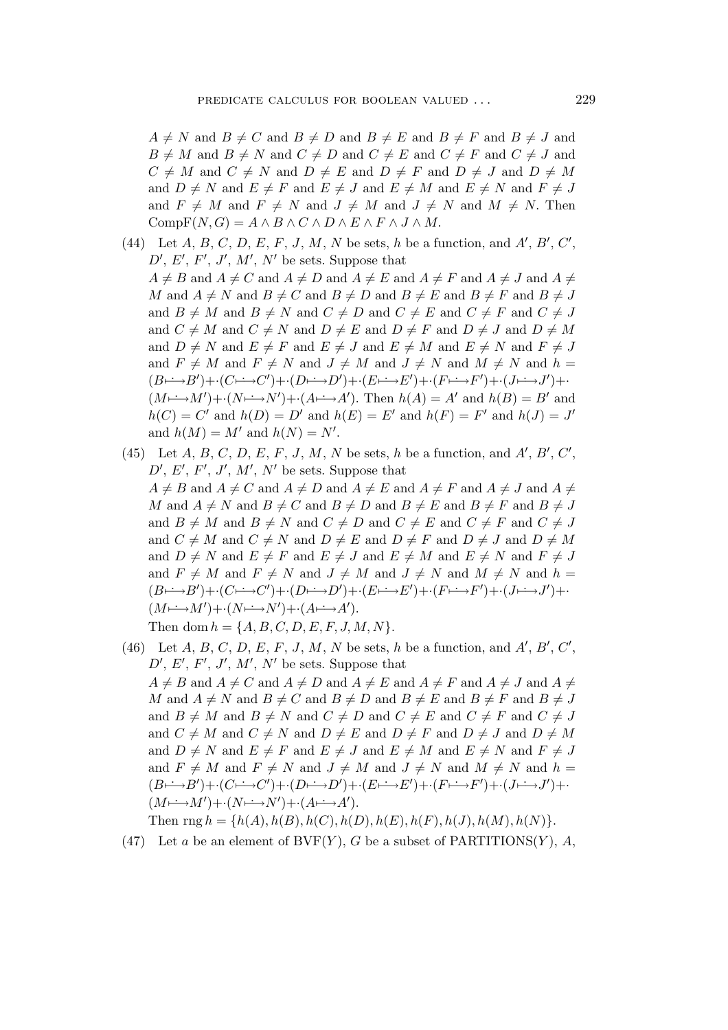$A \neq N$ and $B \neq C$ and $B \neq D$ and $B \neq E$ and $B \neq F$ and $B \neq J$ and $B \neq M$ and $B \neq N$ and $C \neq D$ and $C \neq E$ and $C \neq F$ and $C \neq J$ and $C \neq M$ and $C \neq N$ and $D \neq E$ and $D \neq F$ and $D \neq J$ and $D \neq M$ and $D \neq N$ and $E \neq F$ and $E \neq J$ and $E \neq M$ and $E \neq N$ and $F \neq J$ and $F \neq M$ and $F \neq N$ and $J \neq M$ and $J \neq N$ and $M \neq N$. Then $\mathrm{CompF}(N, G) = A \wedge B \wedge C \wedge D \wedge E \wedge F \wedge J \wedge M$.

(44) Let $A$, $B$, $C$, $D$, $E$, $F$, $J$, $M$, $N$ be sets, $h$ be a function, and $A'$, $B'$, $C'$, $D'$, $E'$, $F'$, $J'$, $M'$, $N'$ be sets. Suppose that $A \neq B$ and $A \neq C$ and $A \neq D$ and $A \neq E$ and $A \neq F$ and $A \neq J$ and $A \neq M$ and $A \neq N$ and $B \neq C$ and $B \neq D$ and $B \neq E$ and $B \neq F$ and $B \neq J$ and $B \neq M$ and $B \neq N$ and $C \neq D$ and $C \neq E$ and $C \neq F$ and $C \neq J$ and $C \neq M$ and $C \neq N$ and $D \neq E$ and $D \neq F$ and $D \neq J$ and $D \neq M$ and $D \neq N$ and $E \neq F$ and $E \neq J$ and $E \neq M$ and $E \neq N$ and $F \neq J$ and $F \neq M$ and $F \neq N$ and $J \neq M$ and $J \neq N$ and $M \neq N$ and $h = (B \longmapsto B') + \cdot (C \longmapsto C') + \cdot (D \longmapsto D') + \cdot (E \longmapsto E') + \cdot (F \longmapsto F') + \cdot (J \longmapsto J') + \cdot (M \longmapsto M') + \cdot (N \longmapsto N') + \cdot (A \longmapsto A')$. Then $h(A) = A'$ and $h(B) = B'$ and $h(C) = C'$ and $h(D) = D'$ and $h(E) = E'$ and $h(F) = F'$ and $h(J) = J'$ and $h(M) = M'$ and $h(N) = N'$.

(45) Let $A$, $B$, $C$, $D$, $E$, $F$, $J$, $M$, $N$ be sets, $h$ be a function, and $A'$, $B'$, $C'$, $D'$, $E'$, $F'$, $J'$, $M'$, $N'$ be sets. Suppose that $A \neq B$ and $A \neq C$ and $A \neq D$ and $A \neq E$ and $A \neq F$ and $A \neq J$ and $A \neq M$ and $A \neq N$ and $B \neq C$ and $B \neq D$ and $B \neq E$ and $B \neq F$ and $B \neq J$ and $B \neq M$ and $B \neq N$ and $C \neq D$ and $C \neq E$ and $C \neq F$ and $C \neq J$ and $C \neq M$ and $C \neq N$ and $D \neq E$ and $D \neq F$ and $D \neq J$ and $D \neq M$ and $D \neq N$ and $E \neq F$ and $E \neq J$ and $E \neq M$ and $E \neq N$ and $F \neq J$ and $F \neq M$ and $F \neq N$ and $J \neq M$ and $J \neq N$ and $M \neq N$ and $h = (B \longmapsto B') + \cdot (C \longmapsto C') + \cdot (D \longmapsto D') + \cdot (E \longmapsto E') + \cdot (F \longmapsto F') + \cdot (J \longmapsto J') + \cdot (M \longmapsto M') + \cdot (N \longmapsto N') + \cdot (A \longmapsto A')$.
Then $\mathrm{dom}\, h = \{A, B, C, D, E, F, J, M, N\}$.

(46) Let $A$, $B$, $C$, $D$, $E$, $F$, $J$, $M$, $N$ be sets, $h$ be a function, and $A'$, $B'$, $C'$, $D'$, $E'$, $F'$, $J'$, $M'$, $N'$ be sets. Suppose that $A \neq B$ and $A \neq C$ and $A \neq D$ and $A \neq E$ and $A \neq F$ and $A \neq J$ and $A \neq M$ and $A \neq N$ and $B \neq C$ and $B \neq D$ and $B \neq E$ and $B \neq F$ and $B \neq J$ and $B \neq M$ and $B \neq N$ and $C \neq D$ and $C \neq E$ and $C \neq F$ and $C \neq J$ and $C \neq M$ and $C \neq N$ and $D \neq E$ and $D \neq F$ and $D \neq J$ and $D \neq M$ and $D \neq N$ and $E \neq F$ and $E \neq J$ and $E \neq M$ and $E \neq N$ and $F \neq J$ and $F \neq M$ and $F \neq N$ and $J \neq M$ and $J \neq N$ and $M \neq N$ and $h = (B \longmapsto B') + \cdot (C \longmapsto C') + \cdot (D \longmapsto D') + \cdot (E \longmapsto E') + \cdot (F \longmapsto F') + \cdot (J \longmapsto J') + \cdot (M \longmapsto M') + \cdot (N \longmapsto N') + \cdot (A \longmapsto A')$.
Then $\mathrm{rng}\, h = \{h(A), h(B), h(C), h(D), h(E), h(F), h(J), h(M), h(N)\}$.

(47) Let $a$ be an element of $\mathrm{BVF}(Y)$, $G$ be a subset of $\mathrm{PARTITIONS}(Y)$, $A$,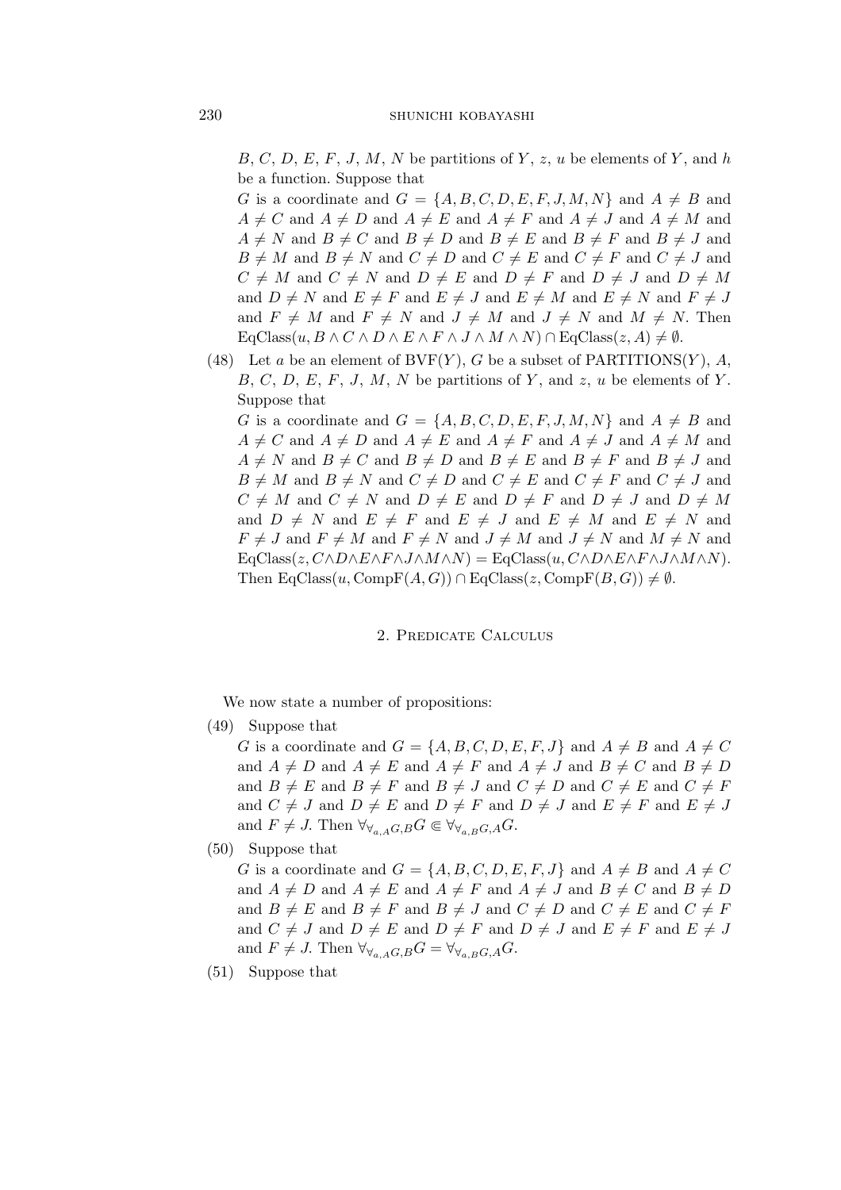$B$, $C$, $D$, $E$, $F$, $J$, $M$, $N$ be partitions of $Y$, $z$, $u$ be elements of $Y$, and $h$ be a function. Suppose that

$G$ is a coordinate and $G = \{A, B, C, D, E, F, J, M, N\}$ and $A \neq B$ and $A \neq C$ and $A \neq D$ and $A \neq E$ and $A \neq F$ and $A \neq J$ and $A \neq M$ and $A \neq N$ and $B \neq C$ and $B \neq D$ and $B \neq E$ and $B \neq F$ and $B \neq J$ and $B \neq M$ and $B \neq N$ and $C \neq D$ and $C \neq E$ and $C \neq F$ and $C \neq J$ and $C \neq M$ and $C \neq N$ and $D \neq E$ and $D \neq F$ and $D \neq J$ and $D \neq M$ and $D \neq N$ and $E \neq F$ and $E \neq J$ and $E \neq M$ and $E \neq N$ and $F \neq J$ and $F \neq M$ and $F \neq N$ and $J \neq M$ and $J \neq N$ and $M \neq N$. Then $\mathrm{EqClass}(u, B \wedge C \wedge D \wedge E \wedge F \wedge J \wedge M \wedge N) \cap \mathrm{EqClass}(z, A) \neq \emptyset$.

(48) Let $a$ be an element of $\mathrm{BVF}(Y)$, $G$ be a subset of $\mathrm{PARTITIONS}(Y)$, $A$, $B$, $C$, $D$, $E$, $F$, $J$, $M$, $N$ be partitions of $Y$, and $z$, $u$ be elements of $Y$. Suppose that

$G$ is a coordinate and $G = \{A, B, C, D, E, F, J, M, N\}$ and $A \neq B$ and $A \neq C$ and $A \neq D$ and $A \neq E$ and $A \neq F$ and $A \neq J$ and $A \neq M$ and $A \neq N$ and $B \neq C$ and $B \neq D$ and $B \neq E$ and $B \neq F$ and $B \neq J$ and $B \neq M$ and $B \neq N$ and $C \neq D$ and $C \neq E$ and $C \neq F$ and $C \neq J$ and $C \neq M$ and $C \neq N$ and $D \neq E$ and $D \neq F$ and $D \neq J$ and $D \neq M$ and $D \neq N$ and $E \neq F$ and $E \neq J$ and $E \neq M$ and $E \neq N$ and $F \neq J$ and $F \neq M$ and $F \neq N$ and $J \neq M$ and $J \neq N$ and $M \neq N$ and $\mathrm{EqClass}(z, C \wedge D \wedge E \wedge F \wedge J \wedge M \wedge N) = \mathrm{EqClass}(u, C \wedge D \wedge E \wedge F \wedge J \wedge M \wedge N)$. Then $\mathrm{EqClass}(u, \mathrm{CompF}(A, G)) \cap \mathrm{EqClass}(z, \mathrm{CompF}(B, G)) \neq \emptyset$.

## 2. Predicate Calculus

We now state a number of propositions:

(49) Suppose that

$G$ is a coordinate and $G = \{A, B, C, D, E, F, J\}$ and $A \neq B$ and $A \neq C$ and $A \neq D$ and $A \neq E$ and $A \neq F$ and $A \neq J$ and $B \neq C$ and $B \neq D$ and $B \neq E$ and $B \neq F$ and $B \neq J$ and $C \neq D$ and $C \neq E$ and $C \neq F$ and $C \neq J$ and $D \neq E$ and $D \neq F$ and $D \neq J$ and $E \neq F$ and $E \neq J$ and $F \neq J$. Then $\forall_{\forall_{a,A}G,B}G \Subset \forall_{\forall_{a,B}G,A}G$.

(50) Suppose that

$G$ is a coordinate and $G = \{A, B, C, D, E, F, J\}$ and $A \neq B$ and $A \neq C$ and $A \neq D$ and $A \neq E$ and $A \neq F$ and $A \neq J$ and $B \neq C$ and $B \neq D$ and $B \neq E$ and $B \neq F$ and $B \neq J$ and $C \neq D$ and $C \neq E$ and $C \neq F$ and $C \neq J$ and $D \neq E$ and $D \neq F$ and $D \neq J$ and $E \neq F$ and $E \neq J$ and $F \neq J$. Then $\forall_{\forall_{a,A}G,B}G = \forall_{\forall_{a,B}G,A}G$.

(51) Suppose that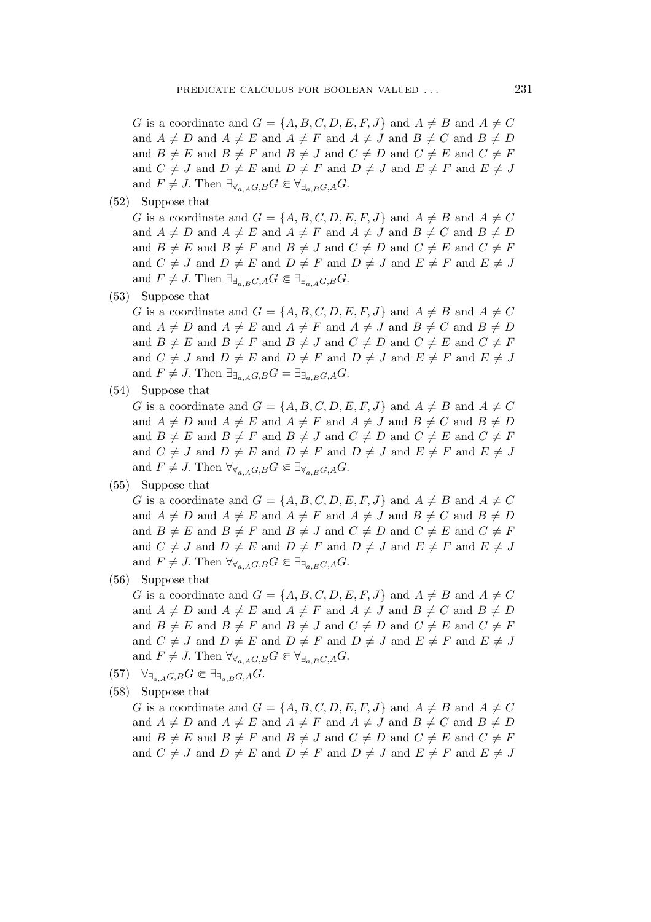$G$ is a coordinate and $G = \{A, B, C, D, E, F, J\}$ and $A \neq B$ and $A \neq C$ and $A \neq D$ and $A \neq E$ and $A \neq F$ and $A \neq J$ and $B \neq C$ and $B \neq D$ and $B \neq E$ and $B \neq F$ and $B \neq J$ and $C \neq D$ and $C \neq E$ and $C \neq F$ and $C \neq J$ and $D \neq E$ and $D \neq F$ and $D \neq J$ and $E \neq F$ and $E \neq J$ and $F \neq J$. Then $\exists_{\forall_{a,A}G,B}G \Subset \forall_{\exists_{a,B}G,A}G$.

(52) Suppose that
$G$ is a coordinate and $G = \{A, B, C, D, E, F, J\}$ and $A \neq B$ and $A \neq C$ and $A \neq D$ and $A \neq E$ and $A \neq F$ and $A \neq J$ and $B \neq C$ and $B \neq D$ and $B \neq E$ and $B \neq F$ and $B \neq J$ and $C \neq D$ and $C \neq E$ and $C \neq F$ and $C \neq J$ and $D \neq E$ and $D \neq F$ and $D \neq J$ and $E \neq F$ and $E \neq J$ and $F \neq J$. Then $\exists_{\exists_{a,B}G,A}G \Subset \exists_{\exists_{a,A}G,B}G$.

(53) Suppose that
$G$ is a coordinate and $G = \{A, B, C, D, E, F, J\}$ and $A \neq B$ and $A \neq C$ and $A \neq D$ and $A \neq E$ and $A \neq F$ and $A \neq J$ and $B \neq C$ and $B \neq D$ and $B \neq E$ and $B \neq F$ and $B \neq J$ and $C \neq D$ and $C \neq E$ and $C \neq F$ and $C \neq J$ and $D \neq E$ and $D \neq F$ and $D \neq J$ and $E \neq F$ and $E \neq J$ and $F \neq J$. Then $\exists_{\exists_{a,A}G,B}G = \exists_{\exists_{a,B}G,A}G$.

(54) Suppose that
$G$ is a coordinate and $G = \{A, B, C, D, E, F, J\}$ and $A \neq B$ and $A \neq C$ and $A \neq D$ and $A \neq E$ and $A \neq F$ and $A \neq J$ and $B \neq C$ and $B \neq D$ and $B \neq E$ and $B \neq F$ and $B \neq J$ and $C \neq D$ and $C \neq E$ and $C \neq F$ and $C \neq J$ and $D \neq E$ and $D \neq F$ and $D \neq J$ and $E \neq F$ and $E \neq J$ and $F \neq J$. Then $\forall_{\forall_{a,A}G,B}G \Subset \exists_{\forall_{a,B}G,A}G$.

(55) Suppose that
$G$ is a coordinate and $G = \{A, B, C, D, E, F, J\}$ and $A \neq B$ and $A \neq C$ and $A \neq D$ and $A \neq E$ and $A \neq F$ and $A \neq J$ and $B \neq C$ and $B \neq D$ and $B \neq E$ and $B \neq F$ and $B \neq J$ and $C \neq D$ and $C \neq E$ and $C \neq F$ and $C \neq J$ and $D \neq E$ and $D \neq F$ and $D \neq J$ and $E \neq F$ and $E \neq J$ and $F \neq J$. Then $\forall_{\forall_{a,A}G,B}G \Subset \exists_{\exists_{a,B}G,A}G$.

(56) Suppose that
$G$ is a coordinate and $G = \{A, B, C, D, E, F, J\}$ and $A \neq B$ and $A \neq C$ and $A \neq D$ and $A \neq E$ and $A \neq F$ and $A \neq J$ and $B \neq C$ and $B \neq D$ and $B \neq E$ and $B \neq F$ and $B \neq J$ and $C \neq D$ and $C \neq E$ and $C \neq F$ and $C \neq J$ and $D \neq E$ and $D \neq F$ and $D \neq J$ and $E \neq F$ and $E \neq J$ and $F \neq J$. Then $\forall_{\forall_{a,A}G,B}G \Subset \forall_{\exists_{a,B}G,A}G$.

(57) $\forall_{\exists_{a,A}G,B}G \Subset \exists_{\exists_{a,B}G,A}G$.

(58) Suppose that
$G$ is a coordinate and $G = \{A, B, C, D, E, F, J\}$ and $A \neq B$ and $A \neq C$ and $A \neq D$ and $A \neq E$ and $A \neq F$ and $A \neq J$ and $B \neq C$ and $B \neq D$ and $B \neq E$ and $B \neq F$ and $B \neq J$ and $C \neq D$ and $C \neq E$ and $C \neq F$ and $C \neq J$ and $D \neq E$ and $D \neq F$ and $D \neq J$ and $E \neq F$ and $E \neq J$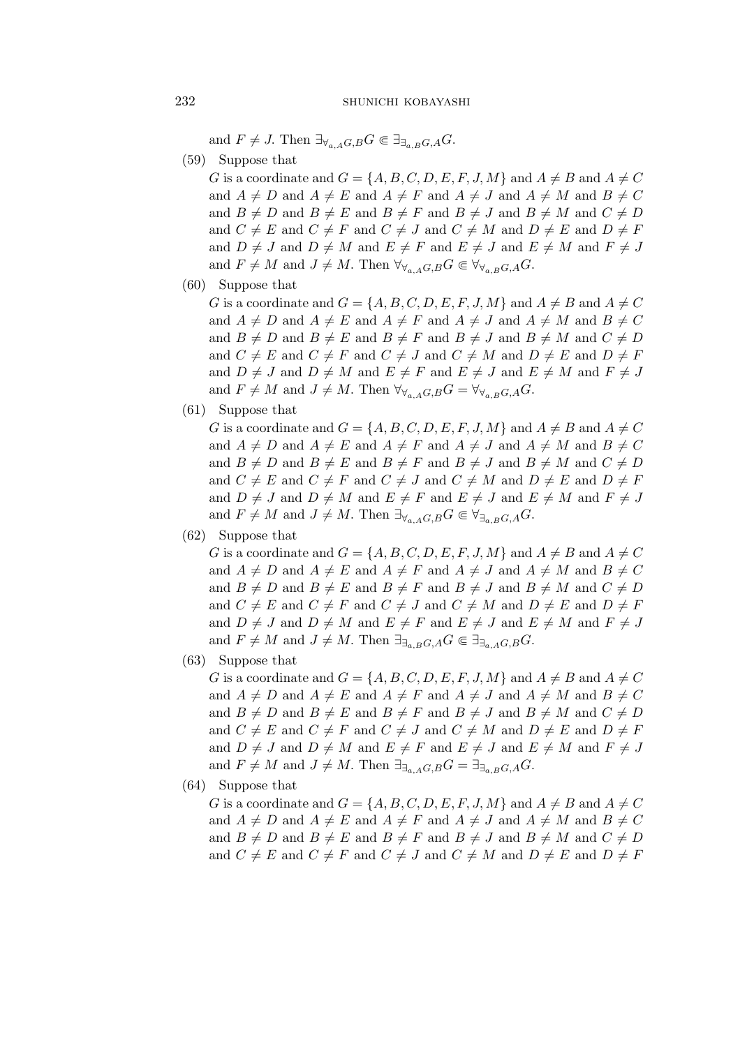and $F \neq J$. Then $\exists_{\forall_{a,A}G,B}G \Subset \exists_{\exists_{a,B}G,A}G$.

(59) Suppose that

$G$ is a coordinate and $G = \{A, B, C, D, E, F, J, M\}$ and $A \neq B$ and $A \neq C$ and $A \neq D$ and $A \neq E$ and $A \neq F$ and $A \neq J$ and $A \neq M$ and $B \neq C$ and $B \neq D$ and $B \neq E$ and $B \neq F$ and $B \neq J$ and $B \neq M$ and $C \neq D$ and $C \neq E$ and $C \neq F$ and $C \neq J$ and $C \neq M$ and $D \neq E$ and $D \neq F$ and $D \neq J$ and $D \neq M$ and $E \neq F$ and $E \neq J$ and $E \neq M$ and $F \neq J$ and $F \neq M$ and $J \neq M$. Then $\forall_{\forall_{a,A}G,B}G \Subset \forall_{\forall_{a,B}G,A}G$.

(60) Suppose that

$G$ is a coordinate and $G = \{A, B, C, D, E, F, J, M\}$ and $A \neq B$ and $A \neq C$ and $A \neq D$ and $A \neq E$ and $A \neq F$ and $A \neq J$ and $A \neq M$ and $B \neq C$ and $B \neq D$ and $B \neq E$ and $B \neq F$ and $B \neq J$ and $B \neq M$ and $C \neq D$ and $C \neq E$ and $C \neq F$ and $C \neq J$ and $C \neq M$ and $D \neq E$ and $D \neq F$ and $D \neq J$ and $D \neq M$ and $E \neq F$ and $E \neq J$ and $E \neq M$ and $F \neq J$ and $F \neq M$ and $J \neq M$. Then $\forall_{\forall_{a,A}G,B}G = \forall_{\forall_{a,B}G,A}G$.

(61) Suppose that

$G$ is a coordinate and $G = \{A, B, C, D, E, F, J, M\}$ and $A \neq B$ and $A \neq C$ and $A \neq D$ and $A \neq E$ and $A \neq F$ and $A \neq J$ and $A \neq M$ and $B \neq C$ and $B \neq D$ and $B \neq E$ and $B \neq F$ and $B \neq J$ and $B \neq M$ and $C \neq D$ and $C \neq E$ and $C \neq F$ and $C \neq J$ and $C \neq M$ and $D \neq E$ and $D \neq F$ and $D \neq J$ and $D \neq M$ and $E \neq F$ and $E \neq J$ and $E \neq M$ and $F \neq J$ and $F \neq M$ and $J \neq M$. Then $\exists_{\forall_{a,A}G,B}G \Subset \forall_{\exists_{a,B}G,A}G$.

(62) Suppose that

$G$ is a coordinate and $G = \{A, B, C, D, E, F, J, M\}$ and $A \neq B$ and $A \neq C$ and $A \neq D$ and $A \neq E$ and $A \neq F$ and $A \neq J$ and $A \neq M$ and $B \neq C$ and $B \neq D$ and $B \neq E$ and $B \neq F$ and $B \neq J$ and $B \neq M$ and $C \neq D$ and $C \neq E$ and $C \neq F$ and $C \neq J$ and $C \neq M$ and $D \neq E$ and $D \neq F$ and $D \neq J$ and $D \neq M$ and $E \neq F$ and $E \neq J$ and $E \neq M$ and $F \neq J$ and $F \neq M$ and $J \neq M$. Then $\exists_{\exists_{a,B}G,A}G \Subset \exists_{\exists_{a,A}G,B}G$.

(63) Suppose that

$G$ is a coordinate and $G = \{A, B, C, D, E, F, J, M\}$ and $A \neq B$ and $A \neq C$ and $A \neq D$ and $A \neq E$ and $A \neq F$ and $A \neq J$ and $A \neq M$ and $B \neq C$ and $B \neq D$ and $B \neq E$ and $B \neq F$ and $B \neq J$ and $B \neq M$ and $C \neq D$ and $C \neq E$ and $C \neq F$ and $C \neq J$ and $C \neq M$ and $D \neq E$ and $D \neq F$ and $D \neq J$ and $D \neq M$ and $E \neq F$ and $E \neq J$ and $E \neq M$ and $F \neq J$ and $F \neq M$ and $J \neq M$. Then $\exists_{\exists_{a,A}G,B}G = \exists_{\exists_{a,B}G,A}G$.

(64) Suppose that

$G$ is a coordinate and $G = \{A, B, C, D, E, F, J, M\}$ and $A \neq B$ and $A \neq C$ and $A \neq D$ and $A \neq E$ and $A \neq F$ and $A \neq J$ and $A \neq M$ and $B \neq C$ and $B \neq D$ and $B \neq E$ and $B \neq F$ and $B \neq J$ and $B \neq M$ and $C \neq D$ and $C \neq E$ and $C \neq F$ and $C \neq J$ and $C \neq M$ and $D \neq E$ and $D \neq F$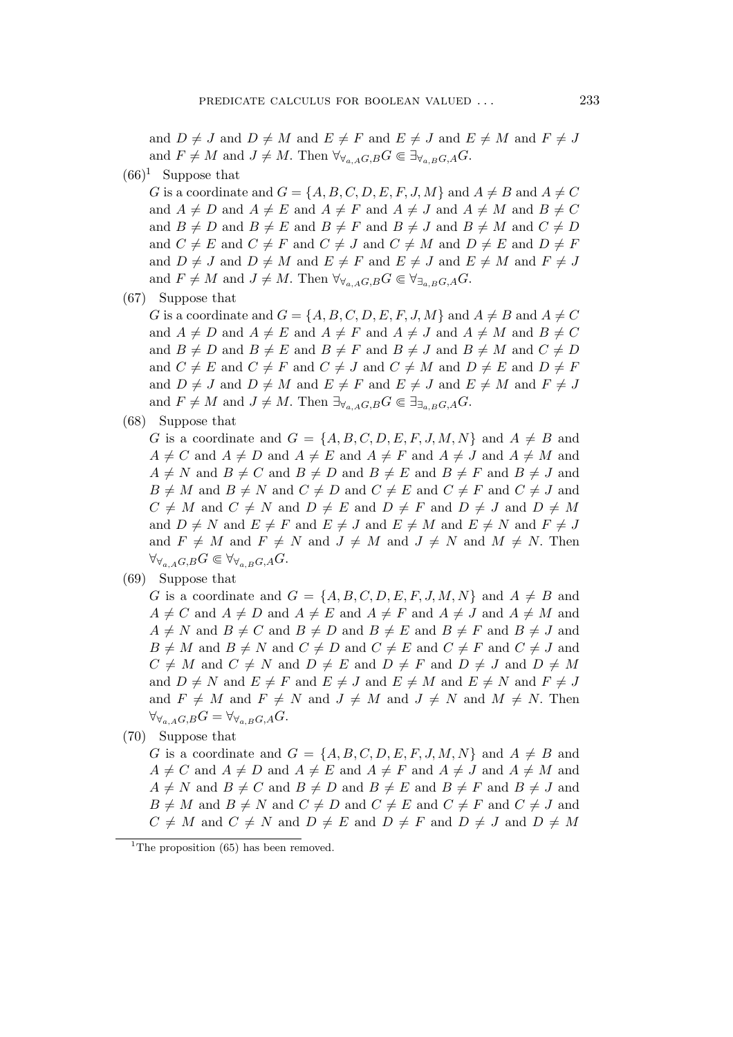and $D \neq J$ and $D \neq M$ and $E \neq F$ and $E \neq J$ and $E \neq M$ and $F \neq J$ and $F \neq M$ and $J \neq M$. Then $\forall_{\forall_{a,A}G,B}G \Subset \exists_{\forall_{a,B}G,A}G$.

(66)[1] Suppose that

$G$ is a coordinate and $G = \{A, B, C, D, E, F, J, M\}$ and $A \neq B$ and $A \neq C$ and $A \neq D$ and $A \neq E$ and $A \neq F$ and $A \neq J$ and $A \neq M$ and $B \neq C$ and $B \neq D$ and $B \neq E$ and $B \neq F$ and $B \neq J$ and $B \neq M$ and $C \neq D$ and $C \neq E$ and $C \neq F$ and $C \neq J$ and $C \neq M$ and $D \neq E$ and $D \neq F$ and $D \neq J$ and $D \neq M$ and $E \neq F$ and $E \neq J$ and $E \neq M$ and $F \neq J$ and $F \neq M$ and $J \neq M$. Then $\forall_{\forall_{a,A}G,B}G \Subset \forall_{\exists_{a,B}G,A}G$.

(67) Suppose that

$G$ is a coordinate and $G = \{A, B, C, D, E, F, J, M\}$ and $A \neq B$ and $A \neq C$ and $A \neq D$ and $A \neq E$ and $A \neq F$ and $A \neq J$ and $A \neq M$ and $B \neq C$ and $B \neq D$ and $B \neq E$ and $B \neq F$ and $B \neq J$ and $B \neq M$ and $C \neq D$ and $C \neq E$ and $C \neq F$ and $C \neq J$ and $C \neq M$ and $D \neq E$ and $D \neq F$ and $D \neq J$ and $D \neq M$ and $E \neq F$ and $E \neq J$ and $E \neq M$ and $F \neq J$ and $F \neq M$ and $J \neq M$. Then $\exists_{\forall_{a,A}G,B}G \Subset \exists_{\exists_{a,B}G,A}G$.

(68) Suppose that

$G$ is a coordinate and $G = \{A, B, C, D, E, F, J, M, N\}$ and $A \neq B$ and $A \neq C$ and $A \neq D$ and $A \neq E$ and $A \neq F$ and $A \neq J$ and $A \neq M$ and $A \neq N$ and $B \neq C$ and $B \neq D$ and $B \neq E$ and $B \neq F$ and $B \neq J$ and $B \neq M$ and $B \neq N$ and $C \neq D$ and $C \neq E$ and $C \neq F$ and $C \neq J$ and $C \neq M$ and $C \neq N$ and $D \neq E$ and $D \neq F$ and $D \neq J$ and $D \neq M$ and $D \neq N$ and $E \neq F$ and $E \neq J$ and $E \neq M$ and $E \neq N$ and $F \neq J$ and $F \neq M$ and $F \neq N$ and $J \neq M$ and $J \neq N$ and $M \neq N$. Then $\forall_{\forall_{a,A}G,B}G \Subset \forall_{\forall_{a,B}G,A}G$.

(69) Suppose that

$G$ is a coordinate and $G = \{A, B, C, D, E, F, J, M, N\}$ and $A \neq B$ and $A \neq C$ and $A \neq D$ and $A \neq E$ and $A \neq F$ and $A \neq J$ and $A \neq M$ and $A \neq N$ and $B \neq C$ and $B \neq D$ and $B \neq E$ and $B \neq F$ and $B \neq J$ and $B \neq M$ and $B \neq N$ and $C \neq D$ and $C \neq E$ and $C \neq F$ and $C \neq J$ and $C \neq M$ and $C \neq N$ and $D \neq E$ and $D \neq F$ and $D \neq J$ and $D \neq M$ and $D \neq N$ and $E \neq F$ and $E \neq J$ and $E \neq M$ and $E \neq N$ and $F \neq J$ and $F \neq M$ and $F \neq N$ and $J \neq M$ and $J \neq N$ and $M \neq N$. Then $\forall_{\forall_{a,A}G,B}G = \forall_{\forall_{a,B}G,A}G$.

(70) Suppose that

$G$ is a coordinate and $G = \{A, B, C, D, E, F, J, M, N\}$ and $A \neq B$ and $A \neq C$ and $A \neq D$ and $A \neq E$ and $A \neq F$ and $A \neq J$ and $A \neq M$ and $A \neq N$ and $B \neq C$ and $B \neq D$ and $B \neq E$ and $B \neq F$ and $B \neq J$ and $B \neq M$ and $B \neq N$ and $C \neq D$ and $C \neq E$ and $C \neq F$ and $C \neq J$ and $C \neq M$ and $C \neq N$ and $D \neq E$ and $D \neq F$ and $D \neq J$ and $D \neq M$

[1] The proposition (65) has been removed.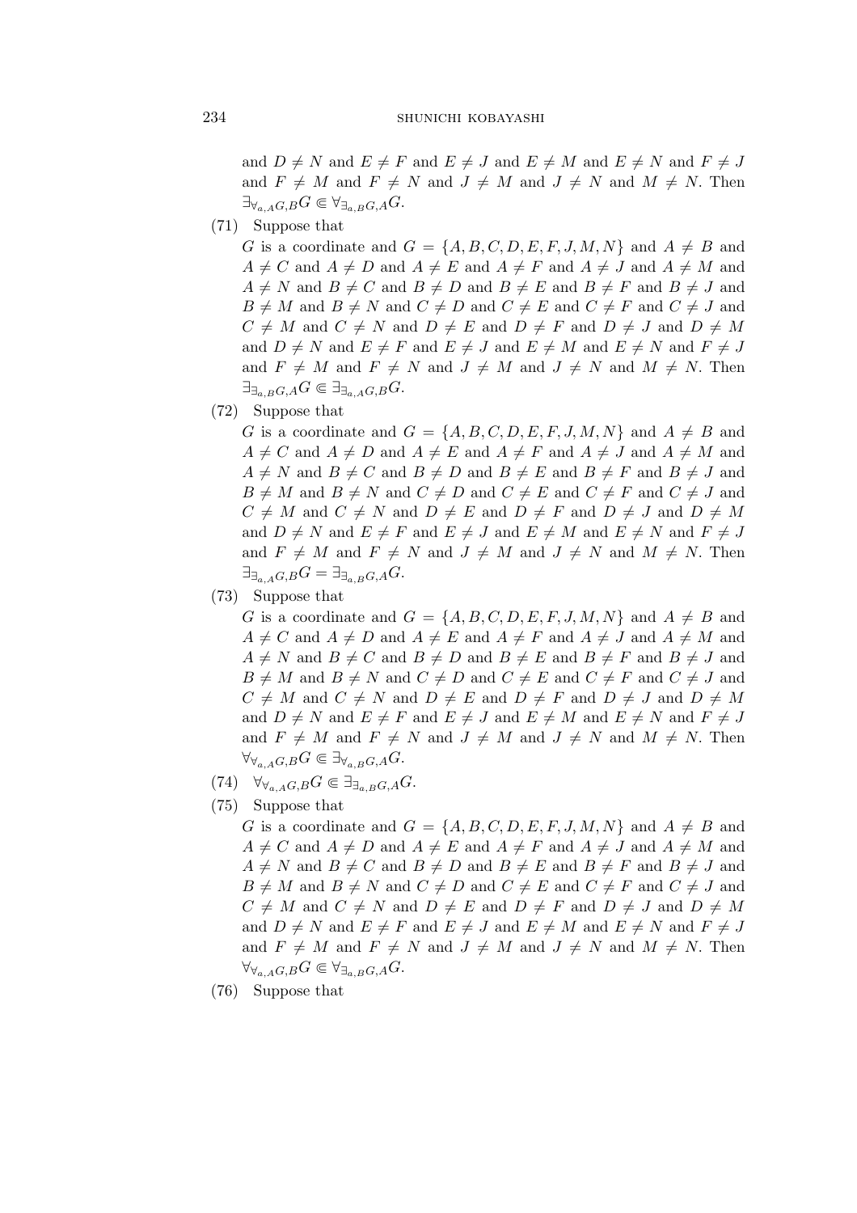and $D \neq N$ and $E \neq F$ and $E \neq J$ and $E \neq M$ and $E \neq N$ and $F \neq J$ and $F \neq M$ and $F \neq N$ and $J \neq M$ and $J \neq N$ and $M \neq N$. Then $\exists_{\forall_{a,A}G,B}G \Subset \forall_{\exists_{a,B}G,A}G$.

(71) Suppose that

$G$ is a coordinate and $G = \{A, B, C, D, E, F, J, M, N\}$ and $A \neq B$ and $A \neq C$ and $A \neq D$ and $A \neq E$ and $A \neq F$ and $A \neq J$ and $A \neq M$ and $A \neq N$ and $B \neq C$ and $B \neq D$ and $B \neq E$ and $B \neq F$ and $B \neq J$ and $B \neq M$ and $B \neq N$ and $C \neq D$ and $C \neq E$ and $C \neq F$ and $C \neq J$ and $C \neq M$ and $C \neq N$ and $D \neq E$ and $D \neq F$ and $D \neq J$ and $D \neq M$ and $D \neq N$ and $E \neq F$ and $E \neq J$ and $E \neq M$ and $E \neq N$ and $F \neq J$ and $F \neq M$ and $F \neq N$ and $J \neq M$ and $J \neq N$ and $M \neq N$. Then $\exists_{\exists_{a,B}G,A}G \Subset \exists_{\exists_{a,A}G,B}G$.

(72) Suppose that

$G$ is a coordinate and $G = \{A, B, C, D, E, F, J, M, N\}$ and $A \neq B$ and $A \neq C$ and $A \neq D$ and $A \neq E$ and $A \neq F$ and $A \neq J$ and $A \neq M$ and $A \neq N$ and $B \neq C$ and $B \neq D$ and $B \neq E$ and $B \neq F$ and $B \neq J$ and $B \neq M$ and $B \neq N$ and $C \neq D$ and $C \neq E$ and $C \neq F$ and $C \neq J$ and $C \neq M$ and $C \neq N$ and $D \neq E$ and $D \neq F$ and $D \neq J$ and $D \neq M$ and $D \neq N$ and $E \neq F$ and $E \neq J$ and $E \neq M$ and $E \neq N$ and $F \neq J$ and $F \neq M$ and $F \neq N$ and $J \neq M$ and $J \neq N$ and $M \neq N$. Then $\exists_{\exists_{a,A}G,B}G = \exists_{\exists_{a,B}G,A}G$.

(73) Suppose that

$G$ is a coordinate and $G = \{A, B, C, D, E, F, J, M, N\}$ and $A \neq B$ and $A \neq C$ and $A \neq D$ and $A \neq E$ and $A \neq F$ and $A \neq J$ and $A \neq M$ and $A \neq N$ and $B \neq C$ and $B \neq D$ and $B \neq E$ and $B \neq F$ and $B \neq J$ and $B \neq M$ and $B \neq N$ and $C \neq D$ and $C \neq E$ and $C \neq F$ and $C \neq J$ and $C \neq M$ and $C \neq N$ and $D \neq E$ and $D \neq F$ and $D \neq J$ and $D \neq M$ and $D \neq N$ and $E \neq F$ and $E \neq J$ and $E \neq M$ and $E \neq N$ and $F \neq J$ and $F \neq M$ and $F \neq N$ and $J \neq M$ and $J \neq N$ and $M \neq N$. Then $\forall_{\forall_{a,A}G,B}G \Subset \exists_{\forall_{a,B}G,A}G$.

(74) $\forall_{\forall_{a,A}G,B}G \Subset \exists_{\exists_{a,B}G,A}G$.

(75) Suppose that

$G$ is a coordinate and $G = \{A, B, C, D, E, F, J, M, N\}$ and $A \neq B$ and $A \neq C$ and $A \neq D$ and $A \neq E$ and $A \neq F$ and $A \neq J$ and $A \neq M$ and $A \neq N$ and $B \neq C$ and $B \neq D$ and $B \neq E$ and $B \neq F$ and $B \neq J$ and $B \neq M$ and $B \neq N$ and $C \neq D$ and $C \neq E$ and $C \neq F$ and $C \neq J$ and $C \neq M$ and $C \neq N$ and $D \neq E$ and $D \neq F$ and $D \neq J$ and $D \neq M$ and $D \neq N$ and $E \neq F$ and $E \neq J$ and $E \neq M$ and $E \neq N$ and $F \neq J$ and $F \neq M$ and $F \neq N$ and $J \neq M$ and $J \neq N$ and $M \neq N$. Then $\forall_{\forall_{a,A}G,B}G \Subset \forall_{\exists_{a,B}G,A}G$.

(76) Suppose that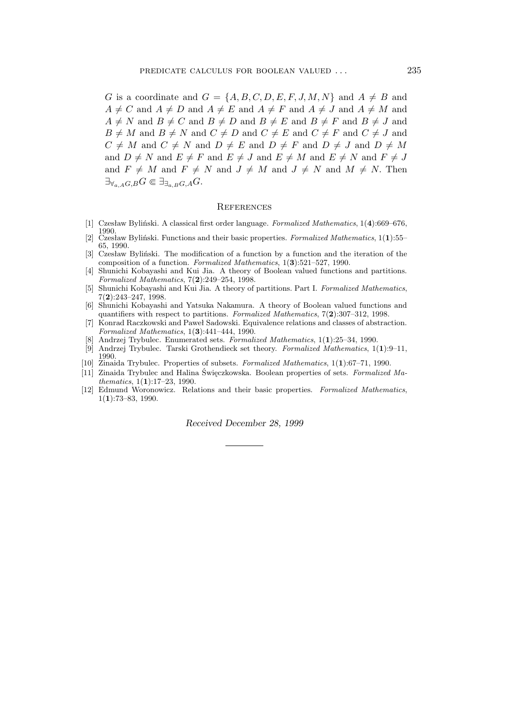$G$ is a coordinate and $G = \{A, B, C, D, E, F, J, M, N\}$ and $A \neq B$ and $A \neq C$ and $A \neq D$ and $A \neq E$ and $A \neq F$ and $A \neq J$ and $A \neq M$ and $A \neq N$ and $B \neq C$ and $B \neq D$ and $B \neq E$ and $B \neq F$ and $B \neq J$ and $B \neq M$ and $B \neq N$ and $C \neq D$ and $C \neq E$ and $C \neq F$ and $C \neq J$ and $C \neq M$ and $C \neq N$ and $D \neq E$ and $D \neq F$ and $D \neq J$ and $D \neq M$ and $D \neq N$ and $E \neq F$ and $E \neq J$ and $E \neq M$ and $E \neq N$ and $F \neq J$ and $F \neq M$ and $F \neq N$ and $J \neq M$ and $J \neq N$ and $M \neq N$. Then $\exists_{\forall_{a,A}G,B}G \Subset \exists_{\exists_{a,B}G,A}G$.

## References

[1] Czesław Byliński. A classical first order language. *Formalized Mathematics*, 1(**4**):669–676, 1990.

[2] Czesław Byliński. Functions and their basic properties. *Formalized Mathematics*, 1(**1**):55–65, 1990.

[3] Czesław Byliński. The modification of a function by a function and the iteration of the composition of a function. *Formalized Mathematics*, 1(**3**):521–527, 1990.

[4] Shunichi Kobayashi and Kui Jia. A theory of Boolean valued functions and partitions. *Formalized Mathematics*, 7(**2**):249–254, 1998.

[5] Shunichi Kobayashi and Kui Jia. A theory of partitions. Part I. *Formalized Mathematics*, 7(**2**):243–247, 1998.

[6] Shunichi Kobayashi and Yatsuka Nakamura. A theory of Boolean valued functions and quantifiers with respect to partitions. *Formalized Mathematics*, 7(**2**):307–312, 1998.

[7] Konrad Raczkowski and Paweł Sadowski. Equivalence relations and classes of abstraction. *Formalized Mathematics*, 1(**3**):441–444, 1990.

[8] Andrzej Trybulec. Enumerated sets. *Formalized Mathematics*, 1(**1**):25–34, 1990.

[9] Andrzej Trybulec. Tarski Grothendieck set theory. *Formalized Mathematics*, 1(**1**):9–11, 1990.

[10] Zinaida Trybulec. Properties of subsets. *Formalized Mathematics*, 1(**1**):67–71, 1990.

[11] Zinaida Trybulec and Halina Święczkowska. Boolean properties of sets. *Formalized Mathematics*, 1(**1**):17–23, 1990.

[12] Edmund Woronowicz. Relations and their basic properties. *Formalized Mathematics*, 1(**1**):73–83, 1990.

*Received December 28, 1999*